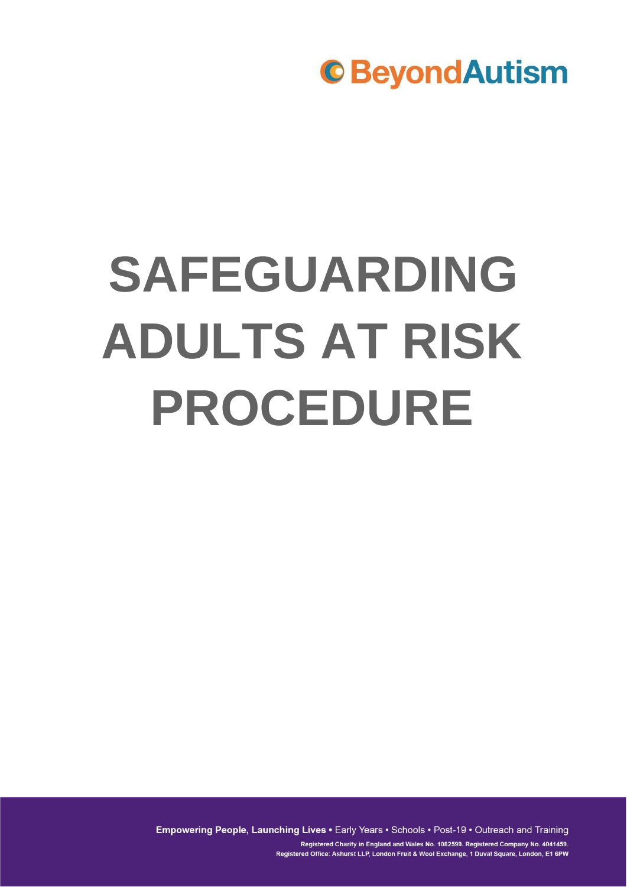BeyondAutism

# SAFEGUARDING ADULTS AT RISK PROCEDURE

**Empowering People, Launching Lives** • Early Years • Schools • Post-19 • Outreach and Training

Registered Charity in England and Wales No. 1082599. Registered Company No. 4041459.
Registered Office: Ashurst LLP, London Fruit & Wool Exchange, 1 Duval Square, London, E1 6PW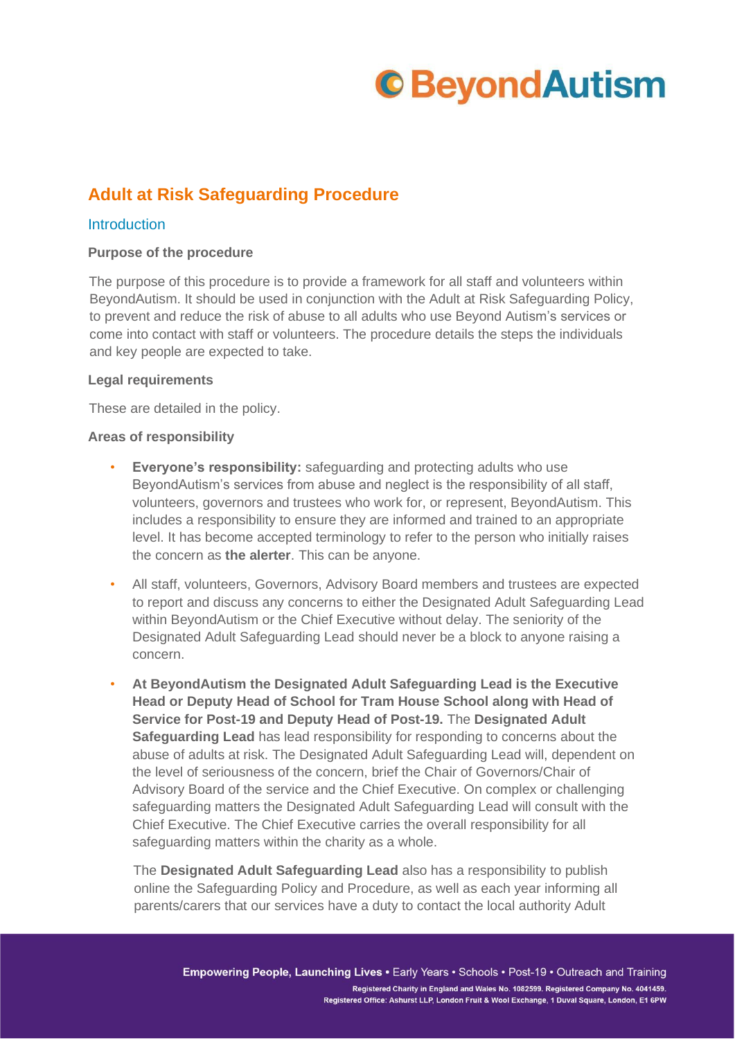## Adult at Risk Safeguarding Procedure

### Introduction

**Purpose of the procedure**

The purpose of this procedure is to provide a framework for all staff and volunteers within BeyondAutism. It should be used in conjunction with the Adult at Risk Safeguarding Policy, to prevent and reduce the risk of abuse to all adults who use Beyond Autism's services or come into contact with staff or volunteers. The procedure details the steps the individuals and key people are expected to take.

**Legal requirements**

These are detailed in the policy.

**Areas of responsibility**

- **Everyone's responsibility:** safeguarding and protecting adults who use BeyondAutism's services from abuse and neglect is the responsibility of all staff, volunteers, governors and trustees who work for, or represent, BeyondAutism. This includes a responsibility to ensure they are informed and trained to an appropriate level. It has become accepted terminology to refer to the person who initially raises the concern as **the alerter**. This can be anyone.
- All staff, volunteers, Governors, Advisory Board members and trustees are expected to report and discuss any concerns to either the Designated Adult Safeguarding Lead within BeyondAutism or the Chief Executive without delay. The seniority of the Designated Adult Safeguarding Lead should never be a block to anyone raising a concern.
- **At BeyondAutism the Designated Adult Safeguarding Lead is the Executive Head or Deputy Head of School for Tram House School along with Head of Service for Post-19 and Deputy Head of Post-19.** The **Designated Adult Safeguarding Lead** has lead responsibility for responding to concerns about the abuse of adults at risk. The Designated Adult Safeguarding Lead will, dependent on the level of seriousness of the concern, brief the Chair of Governors/Chair of Advisory Board of the service and the Chief Executive. On complex or challenging safeguarding matters the Designated Adult Safeguarding Lead will consult with the Chief Executive. The Chief Executive carries the overall responsibility for all safeguarding matters within the charity as a whole.

  The **Designated Adult Safeguarding Lead** also has a responsibility to publish online the Safeguarding Policy and Procedure, as well as each year informing all parents/carers that our services have a duty to contact the local authority Adult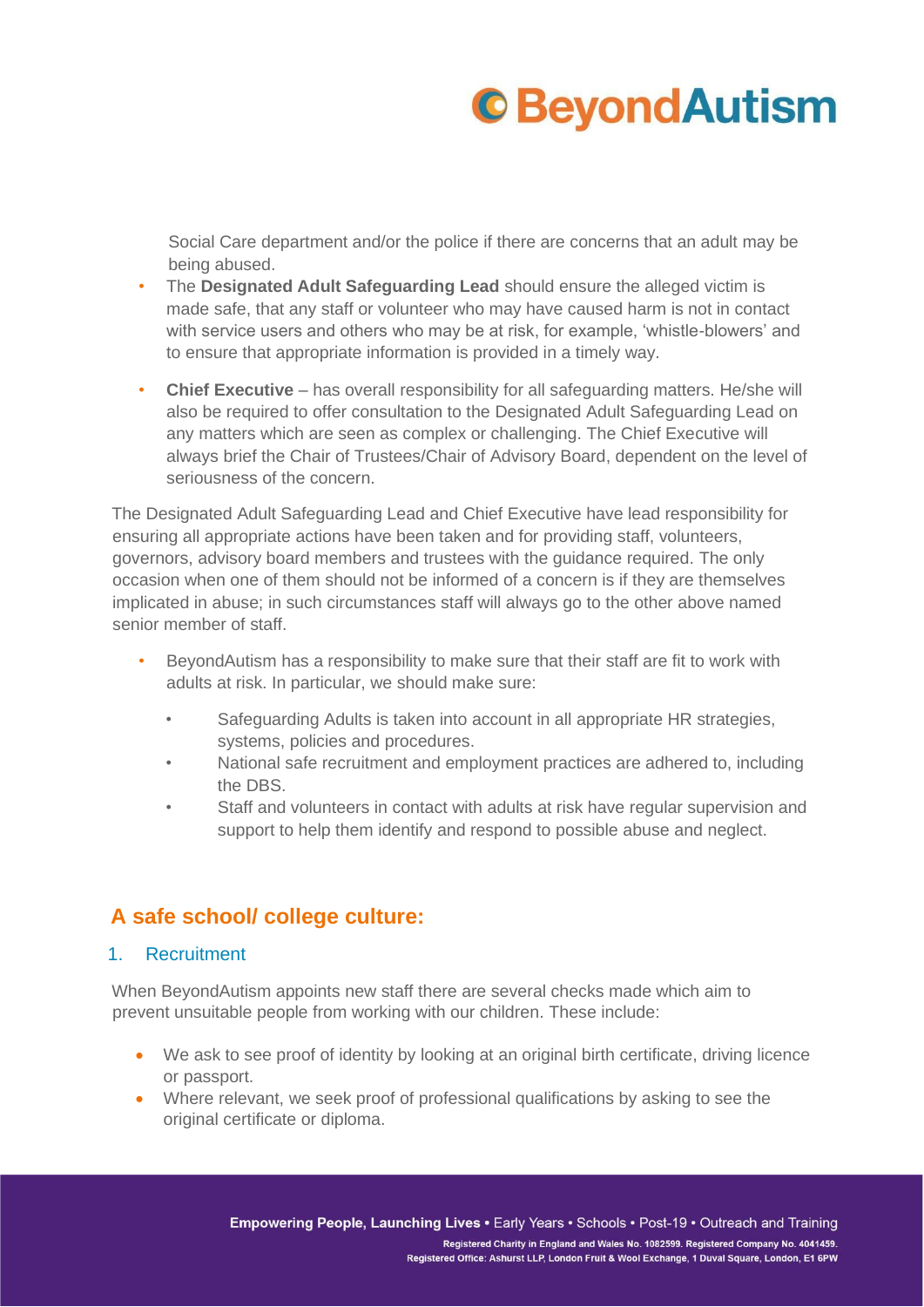Social Care department and/or the police if there are concerns that an adult may be being abused.

- The **Designated Adult Safeguarding Lead** should ensure the alleged victim is made safe, that any staff or volunteer who may have caused harm is not in contact with service users and others who may be at risk, for example, 'whistle-blowers' and to ensure that appropriate information is provided in a timely way.
- **Chief Executive** – has overall responsibility for all safeguarding matters. He/she will also be required to offer consultation to the Designated Adult Safeguarding Lead on any matters which are seen as complex or challenging. The Chief Executive will always brief the Chair of Trustees/Chair of Advisory Board, dependent on the level of seriousness of the concern.

The Designated Adult Safeguarding Lead and Chief Executive have lead responsibility for ensuring all appropriate actions have been taken and for providing staff, volunteers, governors, advisory board members and trustees with the guidance required. The only occasion when one of them should not be informed of a concern is if they are themselves implicated in abuse; in such circumstances staff will always go to the other above named senior member of staff.

- BeyondAutism has a responsibility to make sure that their staff are fit to work with adults at risk. In particular, we should make sure:
  - Safeguarding Adults is taken into account in all appropriate HR strategies, systems, policies and procedures.
  - National safe recruitment and employment practices are adhered to, including the DBS.
  - Staff and volunteers in contact with adults at risk have regular supervision and support to help them identify and respond to possible abuse and neglect.

## A safe school/ college culture:

### 1. Recruitment

When BeyondAutism appoints new staff there are several checks made which aim to prevent unsuitable people from working with our children. These include:

- We ask to see proof of identity by looking at an original birth certificate, driving licence or passport.
- Where relevant, we seek proof of professional qualifications by asking to see the original certificate or diploma.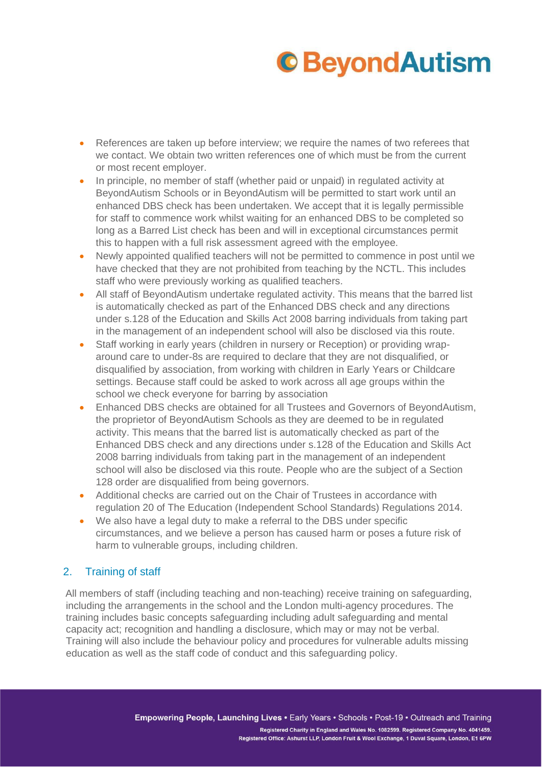- References are taken up before interview; we require the names of two referees that we contact. We obtain two written references one of which must be from the current or most recent employer.
- In principle, no member of staff (whether paid or unpaid) in regulated activity at BeyondAutism Schools or in BeyondAutism will be permitted to start work until an enhanced DBS check has been undertaken. We accept that it is legally permissible for staff to commence work whilst waiting for an enhanced DBS to be completed so long as a Barred List check has been and will in exceptional circumstances permit this to happen with a full risk assessment agreed with the employee.
- Newly appointed qualified teachers will not be permitted to commence in post until we have checked that they are not prohibited from teaching by the NCTL. This includes staff who were previously working as qualified teachers.
- All staff of BeyondAutism undertake regulated activity. This means that the barred list is automatically checked as part of the Enhanced DBS check and any directions under s.128 of the Education and Skills Act 2008 barring individuals from taking part in the management of an independent school will also be disclosed via this route.
- Staff working in early years (children in nursery or Reception) or providing wrap-around care to under-8s are required to declare that they are not disqualified, or disqualified by association, from working with children in Early Years or Childcare settings. Because staff could be asked to work across all age groups within the school we check everyone for barring by association
- Enhanced DBS checks are obtained for all Trustees and Governors of BeyondAutism, the proprietor of BeyondAutism Schools as they are deemed to be in regulated activity. This means that the barred list is automatically checked as part of the Enhanced DBS check and any directions under s.128 of the Education and Skills Act 2008 barring individuals from taking part in the management of an independent school will also be disclosed via this route. People who are the subject of a Section 128 order are disqualified from being governors.
- Additional checks are carried out on the Chair of Trustees in accordance with regulation 20 of The Education (Independent School Standards) Regulations 2014.
- We also have a legal duty to make a referral to the DBS under specific circumstances, and we believe a person has caused harm or poses a future risk of harm to vulnerable groups, including children.

## 2. Training of staff

All members of staff (including teaching and non-teaching) receive training on safeguarding, including the arrangements in the school and the London multi-agency procedures. The training includes basic concepts safeguarding including adult safeguarding and mental capacity act; recognition and handling a disclosure, which may or may not be verbal. Training will also include the behaviour policy and procedures for vulnerable adults missing education as well as the staff code of conduct and this safeguarding policy.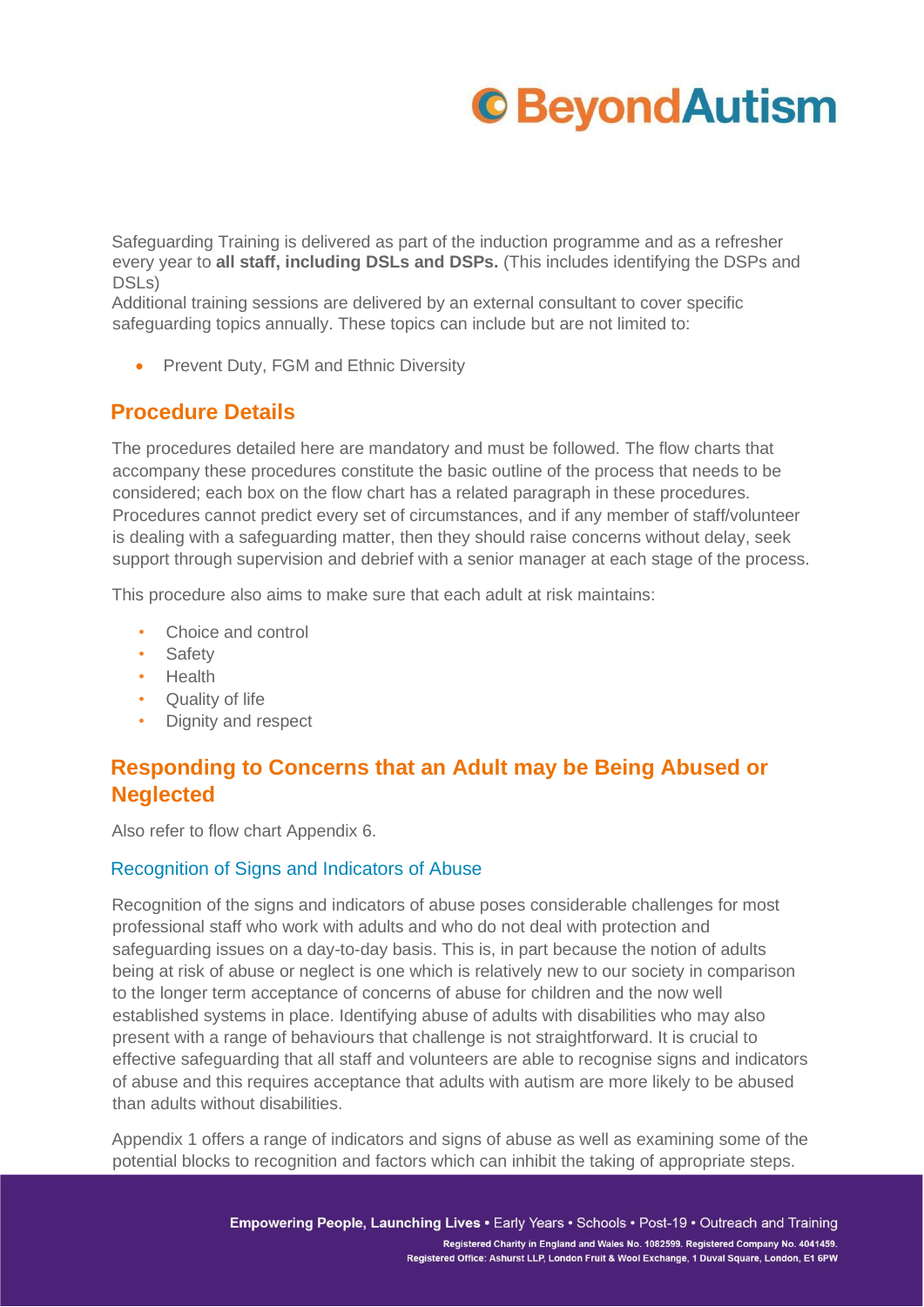Safeguarding Training is delivered as part of the induction programme and as a refresher every year to **all staff, including DSLs and DSPs.** (This includes identifying the DSPs and DSLs)
Additional training sessions are delivered by an external consultant to cover specific safeguarding topics annually. These topics can include but are not limited to:

- Prevent Duty, FGM and Ethnic Diversity

## Procedure Details

The procedures detailed here are mandatory and must be followed. The flow charts that accompany these procedures constitute the basic outline of the process that needs to be considered; each box on the flow chart has a related paragraph in these procedures. Procedures cannot predict every set of circumstances, and if any member of staff/volunteer is dealing with a safeguarding matter, then they should raise concerns without delay, seek support through supervision and debrief with a senior manager at each stage of the process.

This procedure also aims to make sure that each adult at risk maintains:

- Choice and control
- Safety
- Health
- Quality of life
- Dignity and respect

## Responding to Concerns that an Adult may be Being Abused or Neglected

Also refer to flow chart Appendix 6.

### Recognition of Signs and Indicators of Abuse

Recognition of the signs and indicators of abuse poses considerable challenges for most professional staff who work with adults and who do not deal with protection and safeguarding issues on a day-to-day basis. This is, in part because the notion of adults being at risk of abuse or neglect is one which is relatively new to our society in comparison to the longer term acceptance of concerns of abuse for children and the now well established systems in place. Identifying abuse of adults with disabilities who may also present with a range of behaviours that challenge is not straightforward. It is crucial to effective safeguarding that all staff and volunteers are able to recognise signs and indicators of abuse and this requires acceptance that adults with autism are more likely to be abused than adults without disabilities.

Appendix 1 offers a range of indicators and signs of abuse as well as examining some of the potential blocks to recognition and factors which can inhibit the taking of appropriate steps.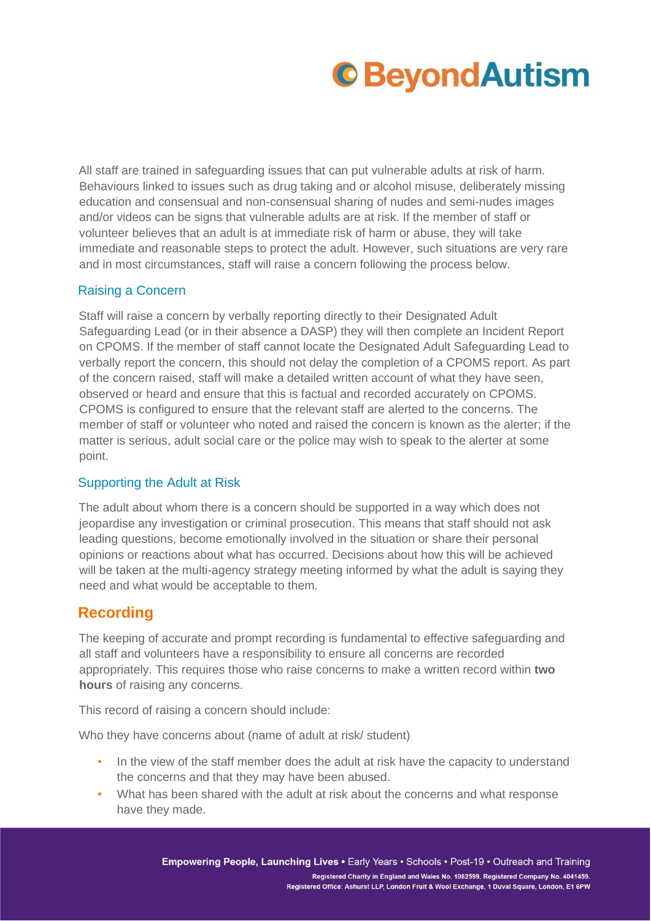All staff are trained in safeguarding issues that can put vulnerable adults at risk of harm. Behaviours linked to issues such as drug taking and or alcohol misuse, deliberately missing education and consensual and non-consensual sharing of nudes and semi-nudes images and/or videos can be signs that vulnerable adults are at risk. If the member of staff or volunteer believes that an adult is at immediate risk of harm or abuse, they will take immediate and reasonable steps to protect the adult. However, such situations are very rare and in most circumstances, staff will raise a concern following the process below.

### Raising a Concern

Staff will raise a concern by verbally reporting directly to their Designated Adult Safeguarding Lead (or in their absence a DASP) they will then complete an Incident Report on CPOMS. If the member of staff cannot locate the Designated Adult Safeguarding Lead to verbally report the concern, this should not delay the completion of a CPOMS report. As part of the concern raised, staff will make a detailed written account of what they have seen, observed or heard and ensure that this is factual and recorded accurately on CPOMS. CPOMS is configured to ensure that the relevant staff are alerted to the concerns. The member of staff or volunteer who noted and raised the concern is known as the alerter; if the matter is serious, adult social care or the police may wish to speak to the alerter at some point.

### Supporting the Adult at Risk

The adult about whom there is a concern should be supported in a way which does not jeopardise any investigation or criminal prosecution. This means that staff should not ask leading questions, become emotionally involved in the situation or share their personal opinions or reactions about what has occurred. Decisions about how this will be achieved will be taken at the multi-agency strategy meeting informed by what the adult is saying they need and what would be acceptable to them.

## Recording

The keeping of accurate and prompt recording is fundamental to effective safeguarding and all staff and volunteers have a responsibility to ensure all concerns are recorded appropriately. This requires those who raise concerns to make a written record within **two hours** of raising any concerns.

This record of raising a concern should include:

Who they have concerns about (name of adult at risk/ student)

- In the view of the staff member does the adult at risk have the capacity to understand the concerns and that they may have been abused.
- What has been shared with the adult at risk about the concerns and what response have they made.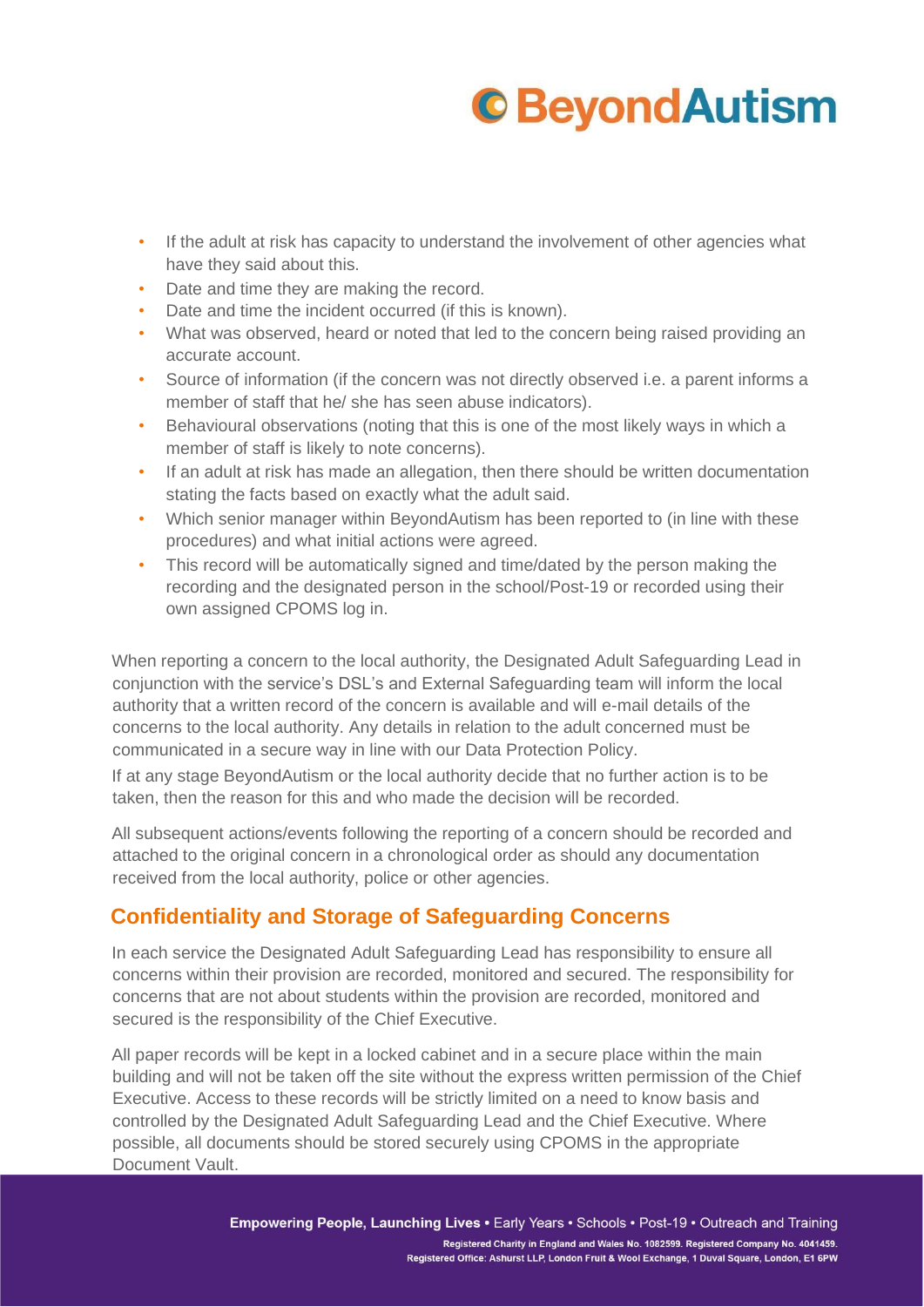- If the adult at risk has capacity to understand the involvement of other agencies what have they said about this.
- Date and time they are making the record.
- Date and time the incident occurred (if this is known).
- What was observed, heard or noted that led to the concern being raised providing an accurate account.
- Source of information (if the concern was not directly observed i.e. a parent informs a member of staff that he/ she has seen abuse indicators).
- Behavioural observations (noting that this is one of the most likely ways in which a member of staff is likely to note concerns).
- If an adult at risk has made an allegation, then there should be written documentation stating the facts based on exactly what the adult said.
- Which senior manager within BeyondAutism has been reported to (in line with these procedures) and what initial actions were agreed.
- This record will be automatically signed and time/dated by the person making the recording and the designated person in the school/Post-19 or recorded using their own assigned CPOMS log in.

When reporting a concern to the local authority, the Designated Adult Safeguarding Lead in conjunction with the service's DSL's and External Safeguarding team will inform the local authority that a written record of the concern is available and will e-mail details of the concerns to the local authority. Any details in relation to the adult concerned must be communicated in a secure way in line with our Data Protection Policy.

If at any stage BeyondAutism or the local authority decide that no further action is to be taken, then the reason for this and who made the decision will be recorded.

All subsequent actions/events following the reporting of a concern should be recorded and attached to the original concern in a chronological order as should any documentation received from the local authority, police or other agencies.

## Confidentiality and Storage of Safeguarding Concerns

In each service the Designated Adult Safeguarding Lead has responsibility to ensure all concerns within their provision are recorded, monitored and secured. The responsibility for concerns that are not about students within the provision are recorded, monitored and secured is the responsibility of the Chief Executive.

All paper records will be kept in a locked cabinet and in a secure place within the main building and will not be taken off the site without the express written permission of the Chief Executive. Access to these records will be strictly limited on a need to know basis and controlled by the Designated Adult Safeguarding Lead and the Chief Executive. Where possible, all documents should be stored securely using CPOMS in the appropriate Document Vault.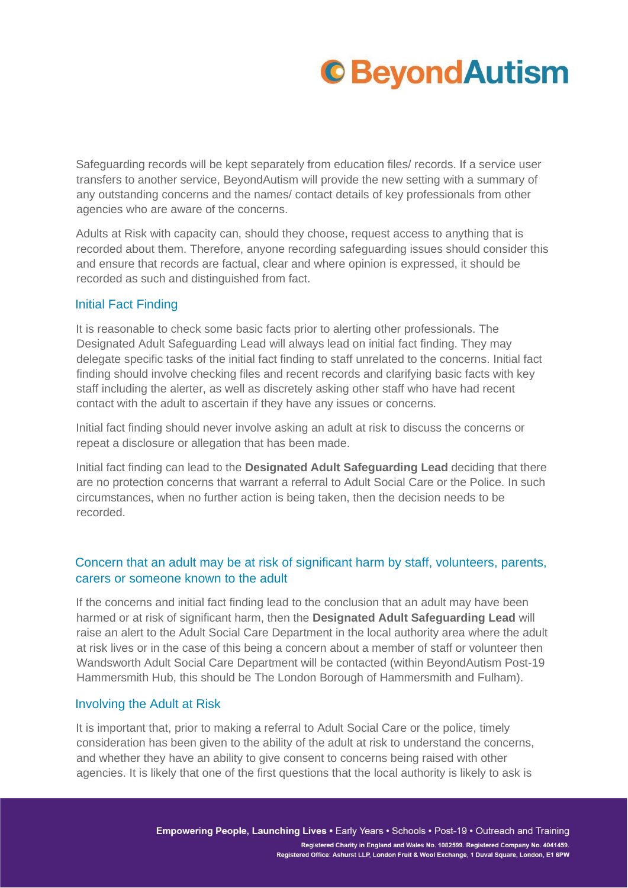Safeguarding records will be kept separately from education files/ records. If a service user transfers to another service, BeyondAutism will provide the new setting with a summary of any outstanding concerns and the names/ contact details of key professionals from other agencies who are aware of the concerns.

Adults at Risk with capacity can, should they choose, request access to anything that is recorded about them. Therefore, anyone recording safeguarding issues should consider this and ensure that records are factual, clear and where opinion is expressed, it should be recorded as such and distinguished from fact.

### Initial Fact Finding

It is reasonable to check some basic facts prior to alerting other professionals. The Designated Adult Safeguarding Lead will always lead on initial fact finding. They may delegate specific tasks of the initial fact finding to staff unrelated to the concerns. Initial fact finding should involve checking files and recent records and clarifying basic facts with key staff including the alerter, as well as discretely asking other staff who have had recent contact with the adult to ascertain if they have any issues or concerns.

Initial fact finding should never involve asking an adult at risk to discuss the concerns or repeat a disclosure or allegation that has been made.

Initial fact finding can lead to the **Designated Adult Safeguarding Lead** deciding that there are no protection concerns that warrant a referral to Adult Social Care or the Police. In such circumstances, when no further action is being taken, then the decision needs to be recorded.

### Concern that an adult may be at risk of significant harm by staff, volunteers, parents, carers or someone known to the adult

If the concerns and initial fact finding lead to the conclusion that an adult may have been harmed or at risk of significant harm, then the **Designated Adult Safeguarding Lead** will raise an alert to the Adult Social Care Department in the local authority area where the adult at risk lives or in the case of this being a concern about a member of staff or volunteer then Wandsworth Adult Social Care Department will be contacted (within BeyondAutism Post-19 Hammersmith Hub, this should be The London Borough of Hammersmith and Fulham).

### Involving the Adult at Risk

It is important that, prior to making a referral to Adult Social Care or the police, timely consideration has been given to the ability of the adult at risk to understand the concerns, and whether they have an ability to give consent to concerns being raised with other agencies. It is likely that one of the first questions that the local authority is likely to ask is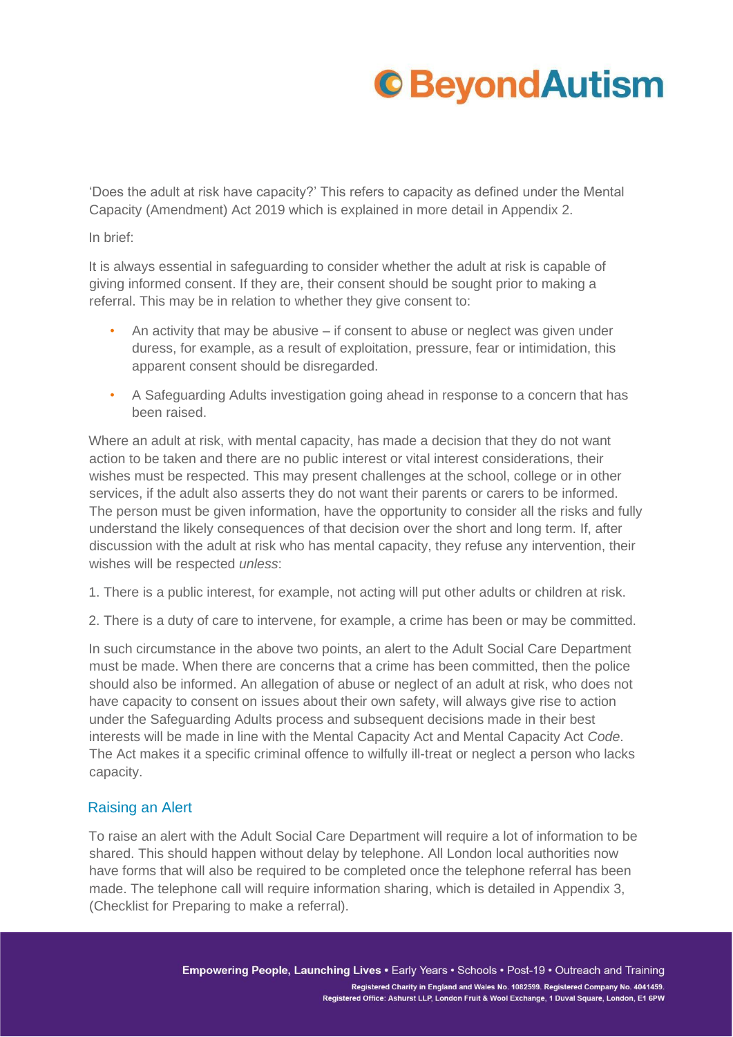'Does the adult at risk have capacity?' This refers to capacity as defined under the Mental Capacity (Amendment) Act 2019 which is explained in more detail in Appendix 2.

In brief:

It is always essential in safeguarding to consider whether the adult at risk is capable of giving informed consent. If they are, their consent should be sought prior to making a referral. This may be in relation to whether they give consent to:

- An activity that may be abusive – if consent to abuse or neglect was given under duress, for example, as a result of exploitation, pressure, fear or intimidation, this apparent consent should be disregarded.
- A Safeguarding Adults investigation going ahead in response to a concern that has been raised.

Where an adult at risk, with mental capacity, has made a decision that they do not want action to be taken and there are no public interest or vital interest considerations, their wishes must be respected. This may present challenges at the school, college or in other services, if the adult also asserts they do not want their parents or carers to be informed. The person must be given information, have the opportunity to consider all the risks and fully understand the likely consequences of that decision over the short and long term. If, after discussion with the adult at risk who has mental capacity, they refuse any intervention, their wishes will be respected *unless*:

1. There is a public interest, for example, not acting will put other adults or children at risk.

2. There is a duty of care to intervene, for example, a crime has been or may be committed.

In such circumstance in the above two points, an alert to the Adult Social Care Department must be made. When there are concerns that a crime has been committed, then the police should also be informed. An allegation of abuse or neglect of an adult at risk, who does not have capacity to consent on issues about their own safety, will always give rise to action under the Safeguarding Adults process and subsequent decisions made in their best interests will be made in line with the Mental Capacity Act and Mental Capacity Act *Code*. The Act makes it a specific criminal offence to wilfully ill-treat or neglect a person who lacks capacity.

## Raising an Alert

To raise an alert with the Adult Social Care Department will require a lot of information to be shared. This should happen without delay by telephone. All London local authorities now have forms that will also be required to be completed once the telephone referral has been made. The telephone call will require information sharing, which is detailed in Appendix 3, (Checklist for Preparing to make a referral).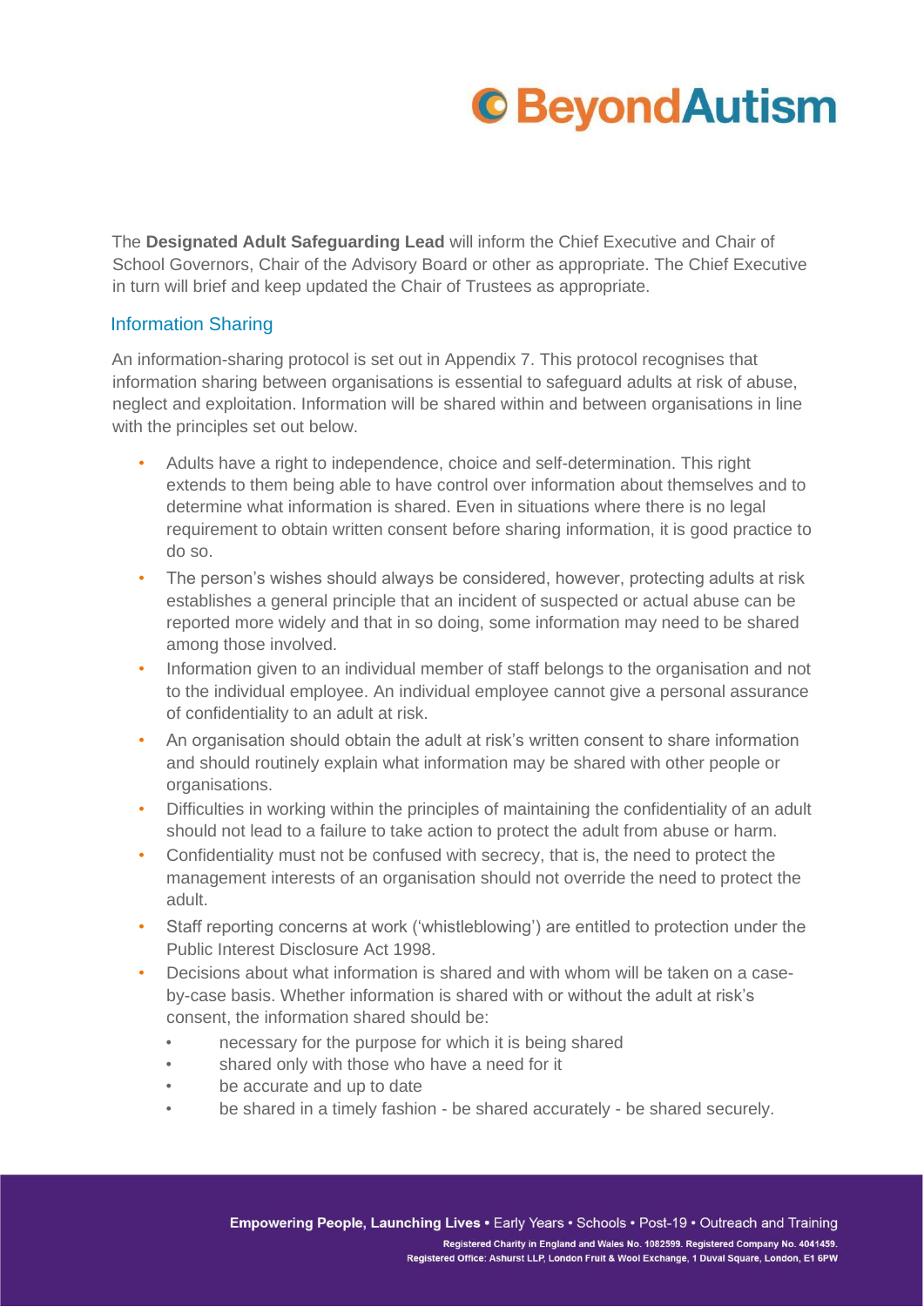The **Designated Adult Safeguarding Lead** will inform the Chief Executive and Chair of School Governors, Chair of the Advisory Board or other as appropriate. The Chief Executive in turn will brief and keep updated the Chair of Trustees as appropriate.

## Information Sharing

An information-sharing protocol is set out in Appendix 7. This protocol recognises that information sharing between organisations is essential to safeguard adults at risk of abuse, neglect and exploitation. Information will be shared within and between organisations in line with the principles set out below.

- Adults have a right to independence, choice and self-determination. This right extends to them being able to have control over information about themselves and to determine what information is shared. Even in situations where there is no legal requirement to obtain written consent before sharing information, it is good practice to do so.
- The person's wishes should always be considered, however, protecting adults at risk establishes a general principle that an incident of suspected or actual abuse can be reported more widely and that in so doing, some information may need to be shared among those involved.
- Information given to an individual member of staff belongs to the organisation and not to the individual employee. An individual employee cannot give a personal assurance of confidentiality to an adult at risk.
- An organisation should obtain the adult at risk's written consent to share information and should routinely explain what information may be shared with other people or organisations.
- Difficulties in working within the principles of maintaining the confidentiality of an adult should not lead to a failure to take action to protect the adult from abuse or harm.
- Confidentiality must not be confused with secrecy, that is, the need to protect the management interests of an organisation should not override the need to protect the adult.
- Staff reporting concerns at work ('whistleblowing') are entitled to protection under the Public Interest Disclosure Act 1998.
- Decisions about what information is shared and with whom will be taken on a case-by-case basis. Whether information is shared with or without the adult at risk's consent, the information shared should be:
  - necessary for the purpose for which it is being shared
  - shared only with those who have a need for it
  - be accurate and up to date
  - be shared in a timely fashion - be shared accurately - be shared securely.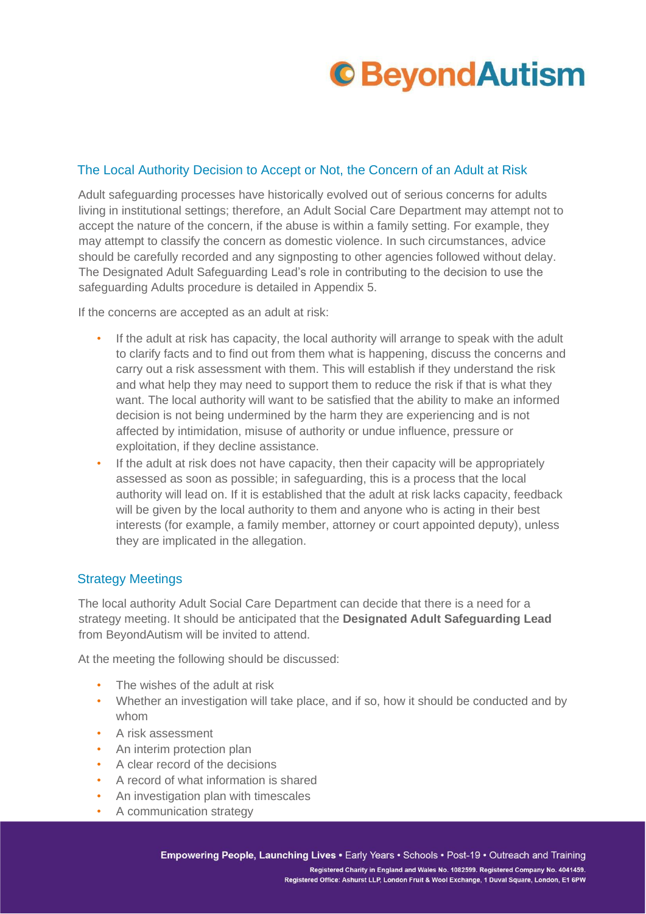## The Local Authority Decision to Accept or Not, the Concern of an Adult at Risk

Adult safeguarding processes have historically evolved out of serious concerns for adults living in institutional settings; therefore, an Adult Social Care Department may attempt not to accept the nature of the concern, if the abuse is within a family setting. For example, they may attempt to classify the concern as domestic violence. In such circumstances, advice should be carefully recorded and any signposting to other agencies followed without delay. The Designated Adult Safeguarding Lead's role in contributing to the decision to use the safeguarding Adults procedure is detailed in Appendix 5.

If the concerns are accepted as an adult at risk:

- If the adult at risk has capacity, the local authority will arrange to speak with the adult to clarify facts and to find out from them what is happening, discuss the concerns and carry out a risk assessment with them. This will establish if they understand the risk and what help they may need to support them to reduce the risk if that is what they want. The local authority will want to be satisfied that the ability to make an informed decision is not being undermined by the harm they are experiencing and is not affected by intimidation, misuse of authority or undue influence, pressure or exploitation, if they decline assistance.
- If the adult at risk does not have capacity, then their capacity will be appropriately assessed as soon as possible; in safeguarding, this is a process that the local authority will lead on. If it is established that the adult at risk lacks capacity, feedback will be given by the local authority to them and anyone who is acting in their best interests (for example, a family member, attorney or court appointed deputy), unless they are implicated in the allegation.

## Strategy Meetings

The local authority Adult Social Care Department can decide that there is a need for a strategy meeting. It should be anticipated that the **Designated Adult Safeguarding Lead** from BeyondAutism will be invited to attend.

At the meeting the following should be discussed:

- The wishes of the adult at risk
- Whether an investigation will take place, and if so, how it should be conducted and by whom
- A risk assessment
- An interim protection plan
- A clear record of the decisions
- A record of what information is shared
- An investigation plan with timescales
- A communication strategy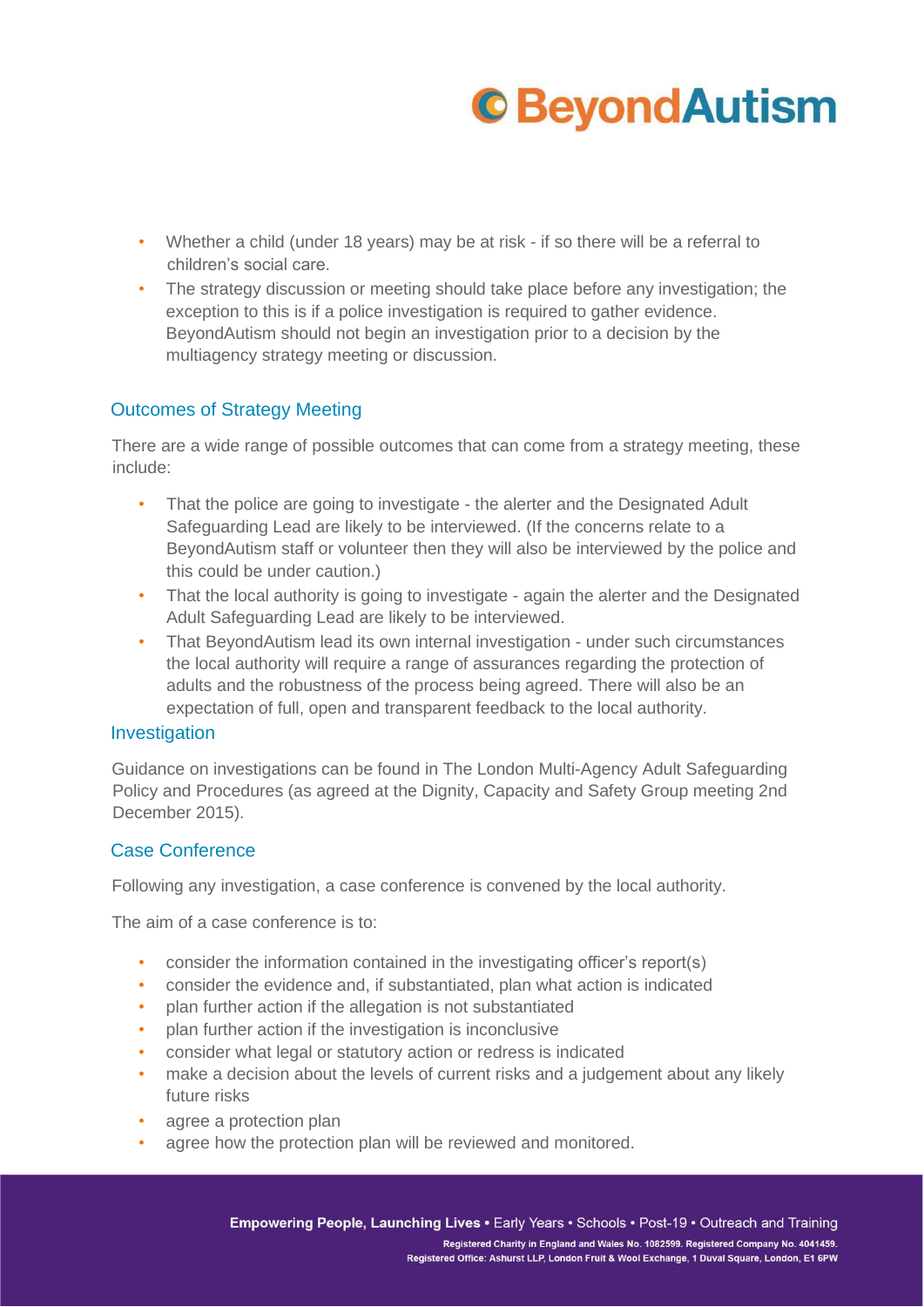- Whether a child (under 18 years) may be at risk - if so there will be a referral to children's social care.
- The strategy discussion or meeting should take place before any investigation; the exception to this is if a police investigation is required to gather evidence. BeyondAutism should not begin an investigation prior to a decision by the multiagency strategy meeting or discussion.

## Outcomes of Strategy Meeting

There are a wide range of possible outcomes that can come from a strategy meeting, these include:

- That the police are going to investigate - the alerter and the Designated Adult Safeguarding Lead are likely to be interviewed. (If the concerns relate to a BeyondAutism staff or volunteer then they will also be interviewed by the police and this could be under caution.)
- That the local authority is going to investigate - again the alerter and the Designated Adult Safeguarding Lead are likely to be interviewed.
- That BeyondAutism lead its own internal investigation - under such circumstances the local authority will require a range of assurances regarding the protection of adults and the robustness of the process being agreed. There will also be an expectation of full, open and transparent feedback to the local authority.

## Investigation

Guidance on investigations can be found in The London Multi-Agency Adult Safeguarding Policy and Procedures (as agreed at the Dignity, Capacity and Safety Group meeting 2nd December 2015).

## Case Conference

Following any investigation, a case conference is convened by the local authority.

The aim of a case conference is to:

- consider the information contained in the investigating officer's report(s)
- consider the evidence and, if substantiated, plan what action is indicated
- plan further action if the allegation is not substantiated
- plan further action if the investigation is inconclusive
- consider what legal or statutory action or redress is indicated
- make a decision about the levels of current risks and a judgement about any likely future risks
- agree a protection plan
- agree how the protection plan will be reviewed and monitored.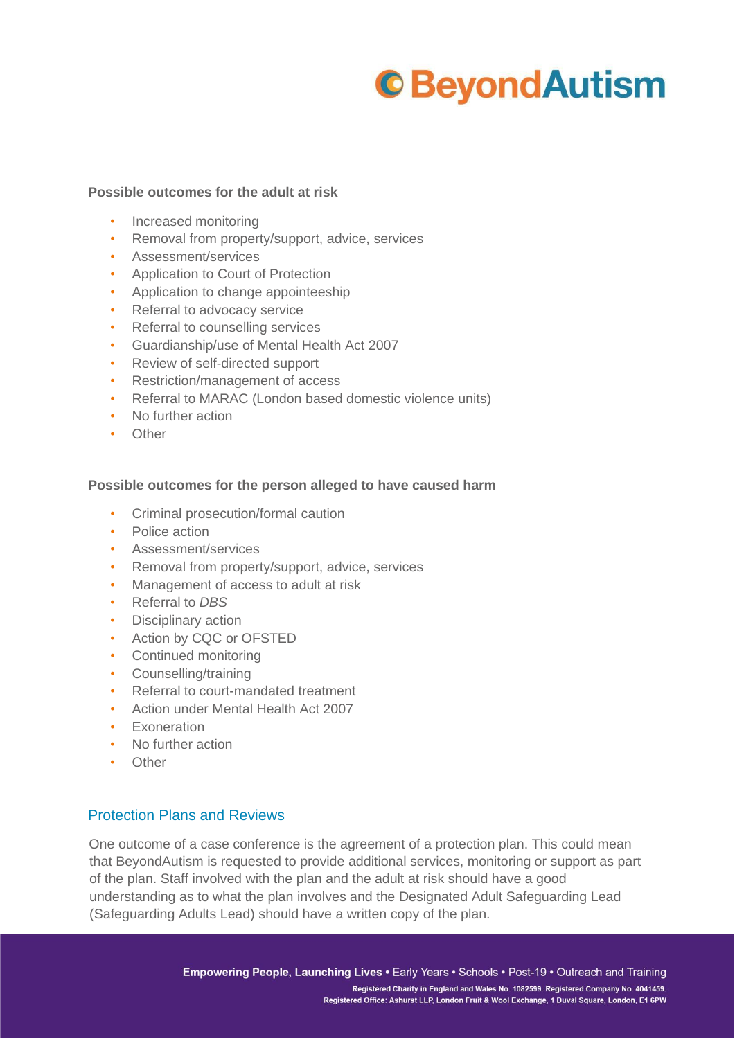**Possible outcomes for the adult at risk**

- Increased monitoring
- Removal from property/support, advice, services
- Assessment/services
- Application to Court of Protection
- Application to change appointeeship
- Referral to advocacy service
- Referral to counselling services
- Guardianship/use of Mental Health Act 2007
- Review of self-directed support
- Restriction/management of access
- Referral to MARAC (London based domestic violence units)
- No further action
- Other

**Possible outcomes for the person alleged to have caused harm**

- Criminal prosecution/formal caution
- Police action
- Assessment/services
- Removal from property/support, advice, services
- Management of access to adult at risk
- Referral to *DBS*
- Disciplinary action
- Action by CQC or OFSTED
- Continued monitoring
- Counselling/training
- Referral to court-mandated treatment
- Action under Mental Health Act 2007
- Exoneration
- No further action
- Other

## Protection Plans and Reviews

One outcome of a case conference is the agreement of a protection plan. This could mean that BeyondAutism is requested to provide additional services, monitoring or support as part of the plan. Staff involved with the plan and the adult at risk should have a good understanding as to what the plan involves and the Designated Adult Safeguarding Lead (Safeguarding Adults Lead) should have a written copy of the plan.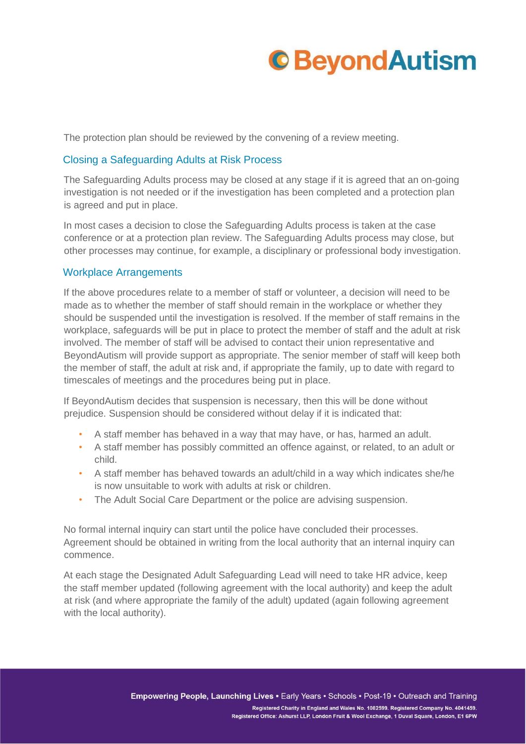The protection plan should be reviewed by the convening of a review meeting.

## Closing a Safeguarding Adults at Risk Process

The Safeguarding Adults process may be closed at any stage if it is agreed that an on-going investigation is not needed or if the investigation has been completed and a protection plan is agreed and put in place.

In most cases a decision to close the Safeguarding Adults process is taken at the case conference or at a protection plan review. The Safeguarding Adults process may close, but other processes may continue, for example, a disciplinary or professional body investigation.

## Workplace Arrangements

If the above procedures relate to a member of staff or volunteer, a decision will need to be made as to whether the member of staff should remain in the workplace or whether they should be suspended until the investigation is resolved. If the member of staff remains in the workplace, safeguards will be put in place to protect the member of staff and the adult at risk involved. The member of staff will be advised to contact their union representative and BeyondAutism will provide support as appropriate. The senior member of staff will keep both the member of staff, the adult at risk and, if appropriate the family, up to date with regard to timescales of meetings and the procedures being put in place.

If BeyondAutism decides that suspension is necessary, then this will be done without prejudice. Suspension should be considered without delay if it is indicated that:

- A staff member has behaved in a way that may have, or has, harmed an adult.
- A staff member has possibly committed an offence against, or related, to an adult or child.
- A staff member has behaved towards an adult/child in a way which indicates she/he is now unsuitable to work with adults at risk or children.
- The Adult Social Care Department or the police are advising suspension.

No formal internal inquiry can start until the police have concluded their processes. Agreement should be obtained in writing from the local authority that an internal inquiry can commence.

At each stage the Designated Adult Safeguarding Lead will need to take HR advice, keep the staff member updated (following agreement with the local authority) and keep the adult at risk (and where appropriate the family of the adult) updated (again following agreement with the local authority).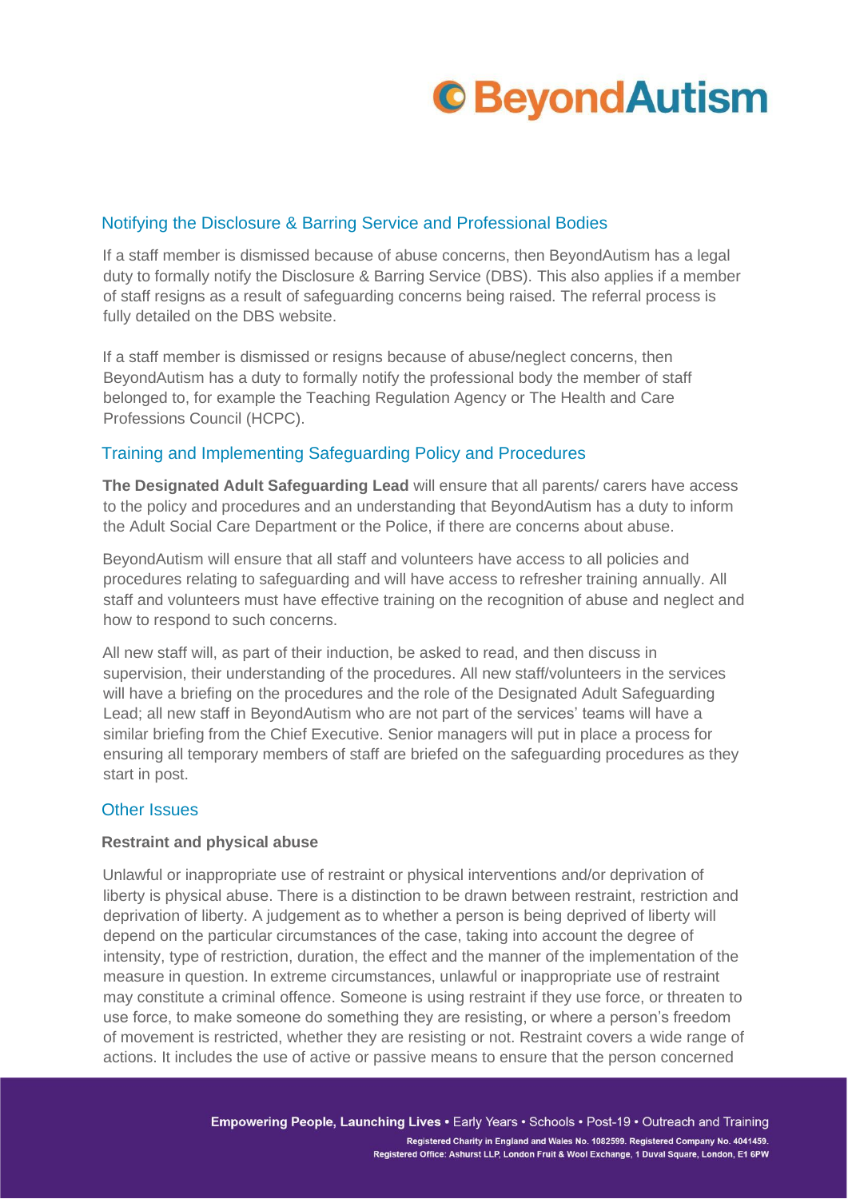## Notifying the Disclosure & Barring Service and Professional Bodies

If a staff member is dismissed because of abuse concerns, then BeyondAutism has a legal duty to formally notify the Disclosure & Barring Service (DBS). This also applies if a member of staff resigns as a result of safeguarding concerns being raised. The referral process is fully detailed on the DBS website.

If a staff member is dismissed or resigns because of abuse/neglect concerns, then BeyondAutism has a duty to formally notify the professional body the member of staff belonged to, for example the Teaching Regulation Agency or The Health and Care Professions Council (HCPC).

## Training and Implementing Safeguarding Policy and Procedures

**The Designated Adult Safeguarding Lead** will ensure that all parents/ carers have access to the policy and procedures and an understanding that BeyondAutism has a duty to inform the Adult Social Care Department or the Police, if there are concerns about abuse.

BeyondAutism will ensure that all staff and volunteers have access to all policies and procedures relating to safeguarding and will have access to refresher training annually. All staff and volunteers must have effective training on the recognition of abuse and neglect and how to respond to such concerns.

All new staff will, as part of their induction, be asked to read, and then discuss in supervision, their understanding of the procedures. All new staff/volunteers in the services will have a briefing on the procedures and the role of the Designated Adult Safeguarding Lead; all new staff in BeyondAutism who are not part of the services' teams will have a similar briefing from the Chief Executive. Senior managers will put in place a process for ensuring all temporary members of staff are briefed on the safeguarding procedures as they start in post.

## Other Issues

### Restraint and physical abuse

Unlawful or inappropriate use of restraint or physical interventions and/or deprivation of liberty is physical abuse. There is a distinction to be drawn between restraint, restriction and deprivation of liberty. A judgement as to whether a person is being deprived of liberty will depend on the particular circumstances of the case, taking into account the degree of intensity, type of restriction, duration, the effect and the manner of the implementation of the measure in question. In extreme circumstances, unlawful or inappropriate use of restraint may constitute a criminal offence. Someone is using restraint if they use force, or threaten to use force, to make someone do something they are resisting, or where a person's freedom of movement is restricted, whether they are resisting or not. Restraint covers a wide range of actions. It includes the use of active or passive means to ensure that the person concerned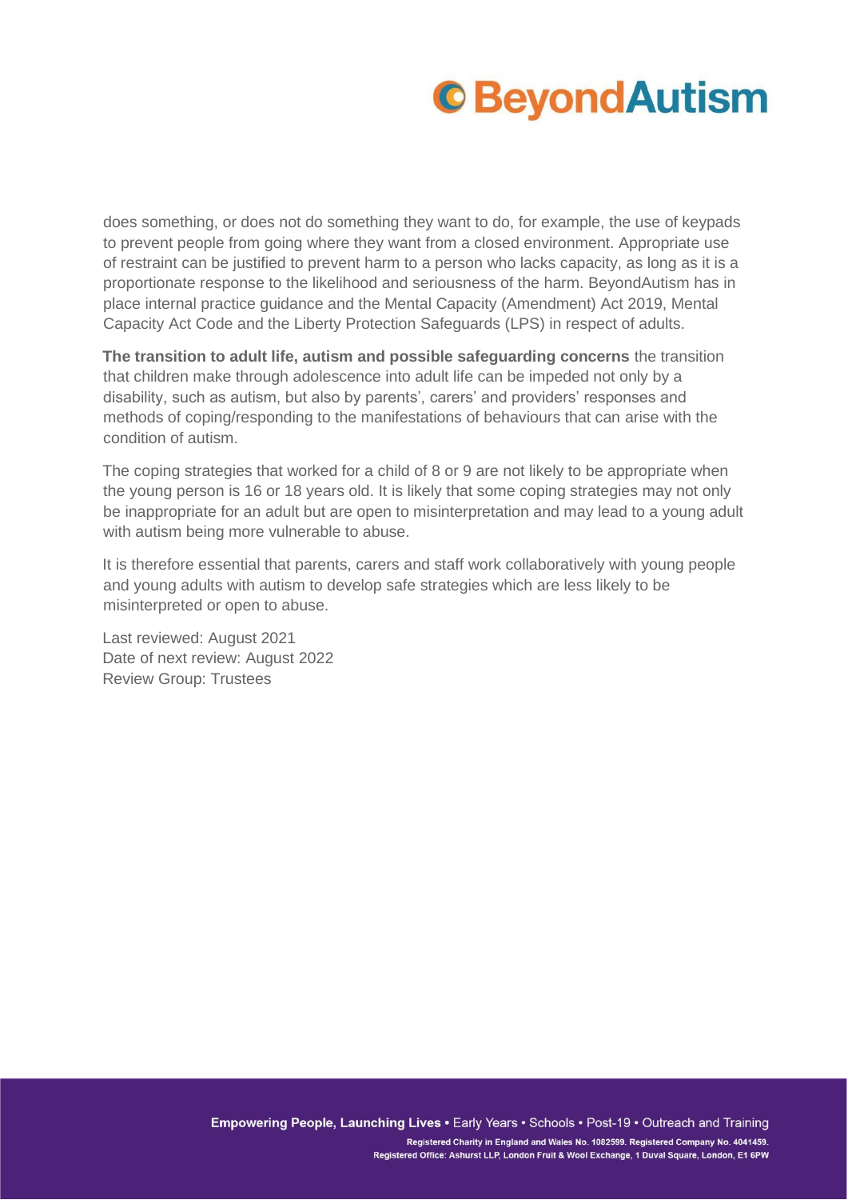does something, or does not do something they want to do, for example, the use of keypads to prevent people from going where they want from a closed environment. Appropriate use of restraint can be justified to prevent harm to a person who lacks capacity, as long as it is a proportionate response to the likelihood and seriousness of the harm. BeyondAutism has in place internal practice guidance and the Mental Capacity (Amendment) Act 2019, Mental Capacity Act Code and the Liberty Protection Safeguards (LPS) in respect of adults.

**The transition to adult life, autism and possible safeguarding concerns** the transition that children make through adolescence into adult life can be impeded not only by a disability, such as autism, but also by parents', carers' and providers' responses and methods of coping/responding to the manifestations of behaviours that can arise with the condition of autism.

The coping strategies that worked for a child of 8 or 9 are not likely to be appropriate when the young person is 16 or 18 years old. It is likely that some coping strategies may not only be inappropriate for an adult but are open to misinterpretation and may lead to a young adult with autism being more vulnerable to abuse.

It is therefore essential that parents, carers and staff work collaboratively with young people and young adults with autism to develop safe strategies which are less likely to be misinterpreted or open to abuse.

Last reviewed: August 2021
Date of next review: August 2022
Review Group: Trustees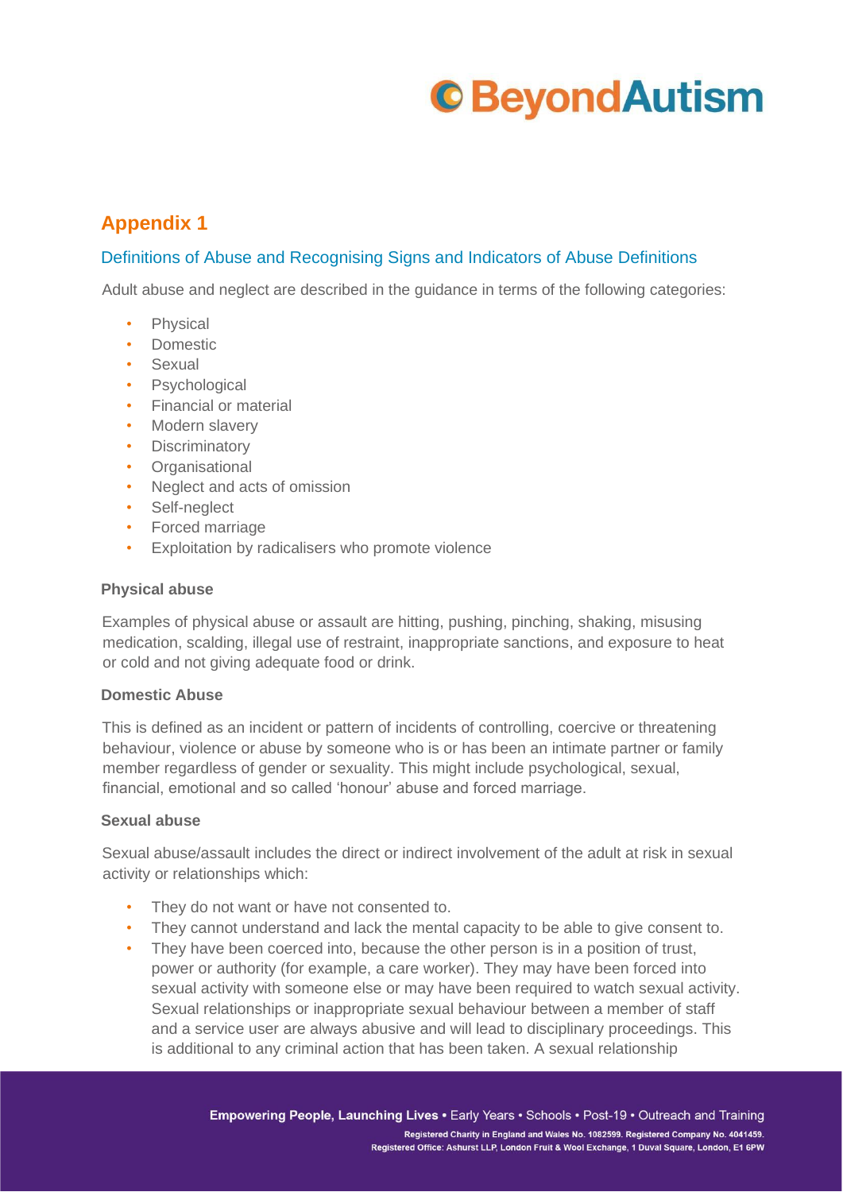## Appendix 1

### Definitions of Abuse and Recognising Signs and Indicators of Abuse Definitions

Adult abuse and neglect are described in the guidance in terms of the following categories:

- Physical
- Domestic
- Sexual
- Psychological
- Financial or material
- Modern slavery
- Discriminatory
- Organisational
- Neglect and acts of omission
- Self-neglect
- Forced marriage
- Exploitation by radicalisers who promote violence

#### Physical abuse

Examples of physical abuse or assault are hitting, pushing, pinching, shaking, misusing medication, scalding, illegal use of restraint, inappropriate sanctions, and exposure to heat or cold and not giving adequate food or drink.

#### Domestic Abuse

This is defined as an incident or pattern of incidents of controlling, coercive or threatening behaviour, violence or abuse by someone who is or has been an intimate partner or family member regardless of gender or sexuality. This might include psychological, sexual, financial, emotional and so called 'honour' abuse and forced marriage.

#### Sexual abuse

Sexual abuse/assault includes the direct or indirect involvement of the adult at risk in sexual activity or relationships which:

- They do not want or have not consented to.
- They cannot understand and lack the mental capacity to be able to give consent to.
- They have been coerced into, because the other person is in a position of trust, power or authority (for example, a care worker). They may have been forced into sexual activity with someone else or may have been required to watch sexual activity. Sexual relationships or inappropriate sexual behaviour between a member of staff and a service user are always abusive and will lead to disciplinary proceedings. This is additional to any criminal action that has been taken. A sexual relationship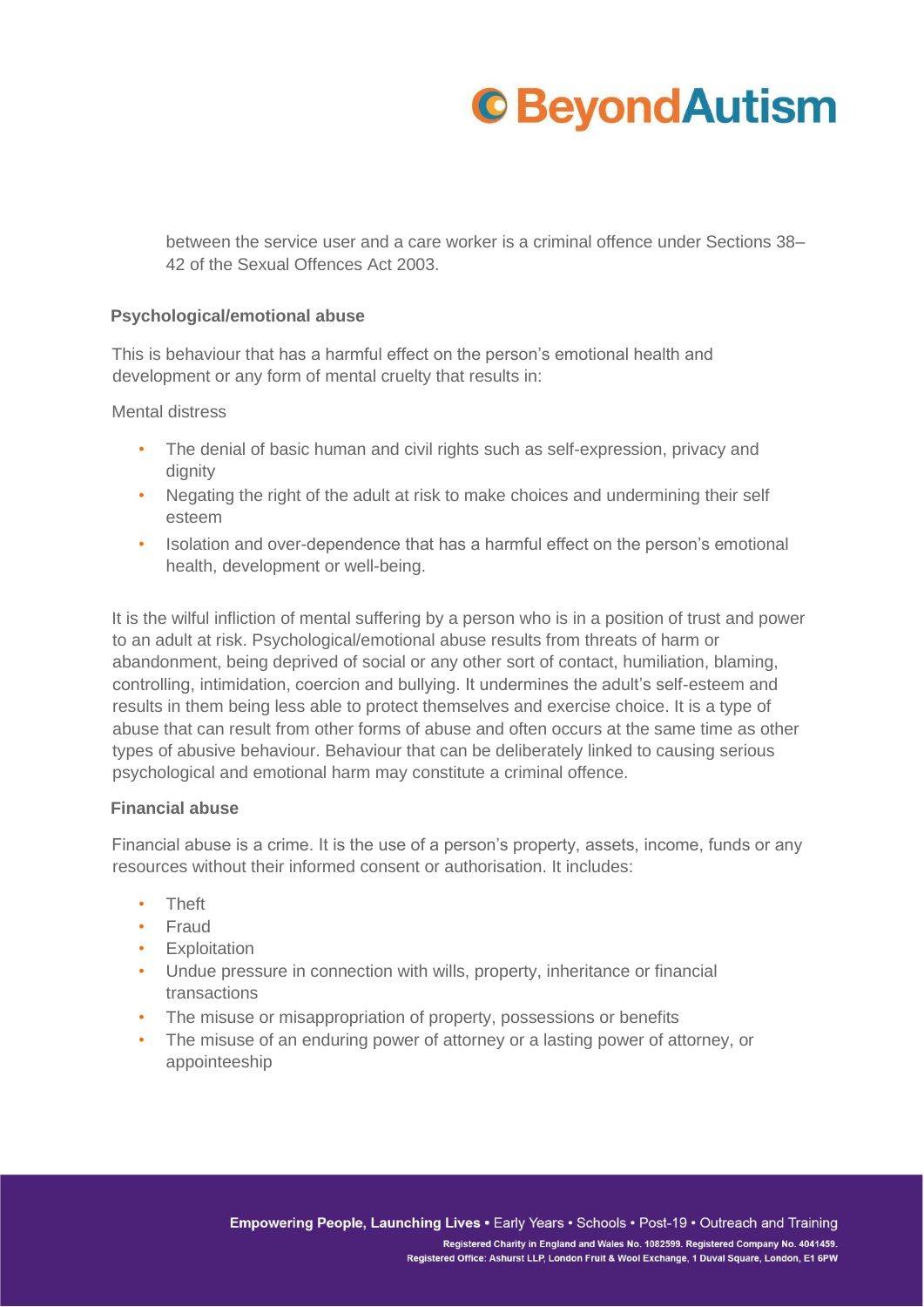between the service user and a care worker is a criminal offence under Sections 38–42 of the Sexual Offences Act 2003.

**Psychological/emotional abuse**

This is behaviour that has a harmful effect on the person's emotional health and development or any form of mental cruelty that results in:

Mental distress

- The denial of basic human and civil rights such as self-expression, privacy and dignity
- Negating the right of the adult at risk to make choices and undermining their self esteem
- Isolation and over-dependence that has a harmful effect on the person's emotional health, development or well-being.

It is the wilful infliction of mental suffering by a person who is in a position of trust and power to an adult at risk. Psychological/emotional abuse results from threats of harm or abandonment, being deprived of social or any other sort of contact, humiliation, blaming, controlling, intimidation, coercion and bullying. It undermines the adult's self-esteem and results in them being less able to protect themselves and exercise choice. It is a type of abuse that can result from other forms of abuse and often occurs at the same time as other types of abusive behaviour. Behaviour that can be deliberately linked to causing serious psychological and emotional harm may constitute a criminal offence.

**Financial abuse**

Financial abuse is a crime. It is the use of a person's property, assets, income, funds or any resources without their informed consent or authorisation. It includes:

- Theft
- Fraud
- Exploitation
- Undue pressure in connection with wills, property, inheritance or financial transactions
- The misuse or misappropriation of property, possessions or benefits
- The misuse of an enduring power of attorney or a lasting power of attorney, or appointeeship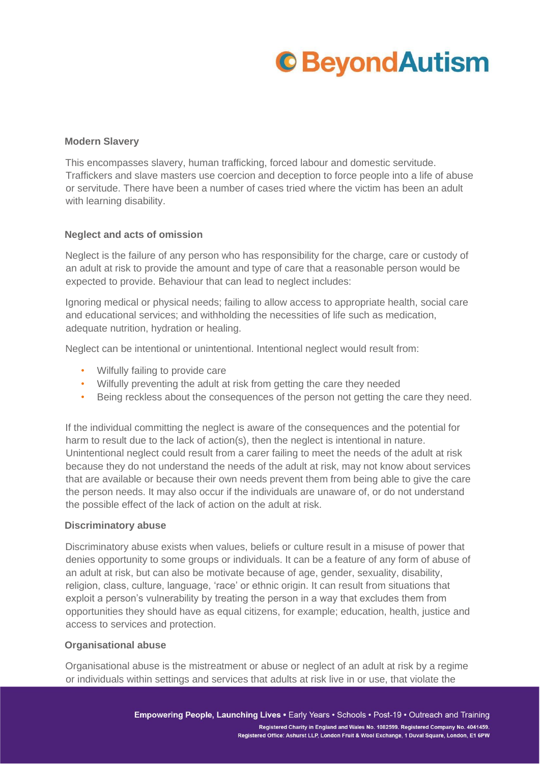### Modern Slavery

This encompasses slavery, human trafficking, forced labour and domestic servitude. Traffickers and slave masters use coercion and deception to force people into a life of abuse or servitude. There have been a number of cases tried where the victim has been an adult with learning disability.

### Neglect and acts of omission

Neglect is the failure of any person who has responsibility for the charge, care or custody of an adult at risk to provide the amount and type of care that a reasonable person would be expected to provide. Behaviour that can lead to neglect includes:

Ignoring medical or physical needs; failing to allow access to appropriate health, social care and educational services; and withholding the necessities of life such as medication, adequate nutrition, hydration or healing.

Neglect can be intentional or unintentional. Intentional neglect would result from:

- Wilfully failing to provide care
- Wilfully preventing the adult at risk from getting the care they needed
- Being reckless about the consequences of the person not getting the care they need.

If the individual committing the neglect is aware of the consequences and the potential for harm to result due to the lack of action(s), then the neglect is intentional in nature. Unintentional neglect could result from a carer failing to meet the needs of the adult at risk because they do not understand the needs of the adult at risk, may not know about services that are available or because their own needs prevent them from being able to give the care the person needs. It may also occur if the individuals are unaware of, or do not understand the possible effect of the lack of action on the adult at risk.

### Discriminatory abuse

Discriminatory abuse exists when values, beliefs or culture result in a misuse of power that denies opportunity to some groups or individuals. It can be a feature of any form of abuse of an adult at risk, but can also be motivate because of age, gender, sexuality, disability, religion, class, culture, language, 'race' or ethnic origin. It can result from situations that exploit a person's vulnerability by treating the person in a way that excludes them from opportunities they should have as equal citizens, for example; education, health, justice and access to services and protection.

### Organisational abuse

Organisational abuse is the mistreatment or abuse or neglect of an adult at risk by a regime or individuals within settings and services that adults at risk live in or use, that violate the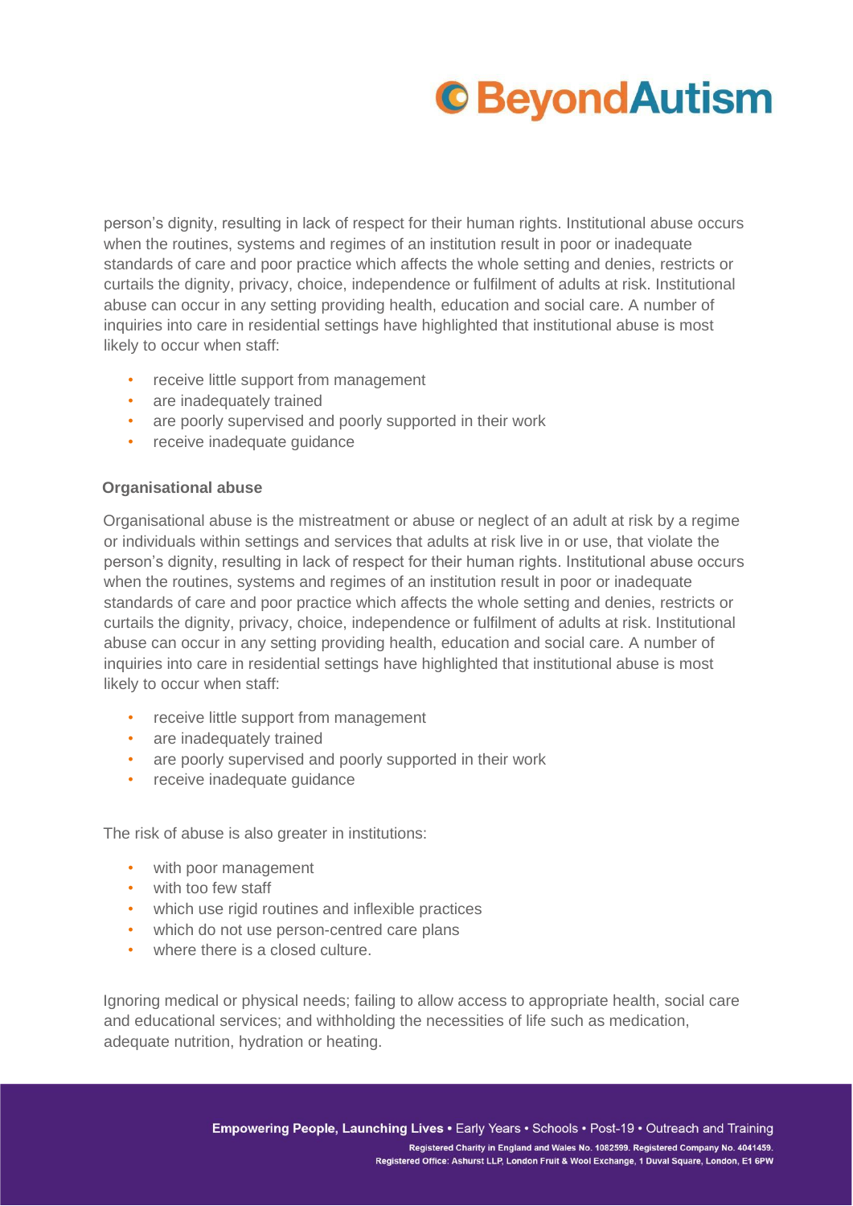person's dignity, resulting in lack of respect for their human rights. Institutional abuse occurs when the routines, systems and regimes of an institution result in poor or inadequate standards of care and poor practice which affects the whole setting and denies, restricts or curtails the dignity, privacy, choice, independence or fulfilment of adults at risk. Institutional abuse can occur in any setting providing health, education and social care. A number of inquiries into care in residential settings have highlighted that institutional abuse is most likely to occur when staff:

- receive little support from management
- are inadequately trained
- are poorly supervised and poorly supported in their work
- receive inadequate guidance

**Organisational abuse**

Organisational abuse is the mistreatment or abuse or neglect of an adult at risk by a regime or individuals within settings and services that adults at risk live in or use, that violate the person's dignity, resulting in lack of respect for their human rights. Institutional abuse occurs when the routines, systems and regimes of an institution result in poor or inadequate standards of care and poor practice which affects the whole setting and denies, restricts or curtails the dignity, privacy, choice, independence or fulfilment of adults at risk. Institutional abuse can occur in any setting providing health, education and social care. A number of inquiries into care in residential settings have highlighted that institutional abuse is most likely to occur when staff:

- receive little support from management
- are inadequately trained
- are poorly supervised and poorly supported in their work
- receive inadequate guidance

The risk of abuse is also greater in institutions:

- with poor management
- with too few staff
- which use rigid routines and inflexible practices
- which do not use person-centred care plans
- where there is a closed culture.

Ignoring medical or physical needs; failing to allow access to appropriate health, social care and educational services; and withholding the necessities of life such as medication, adequate nutrition, hydration or heating.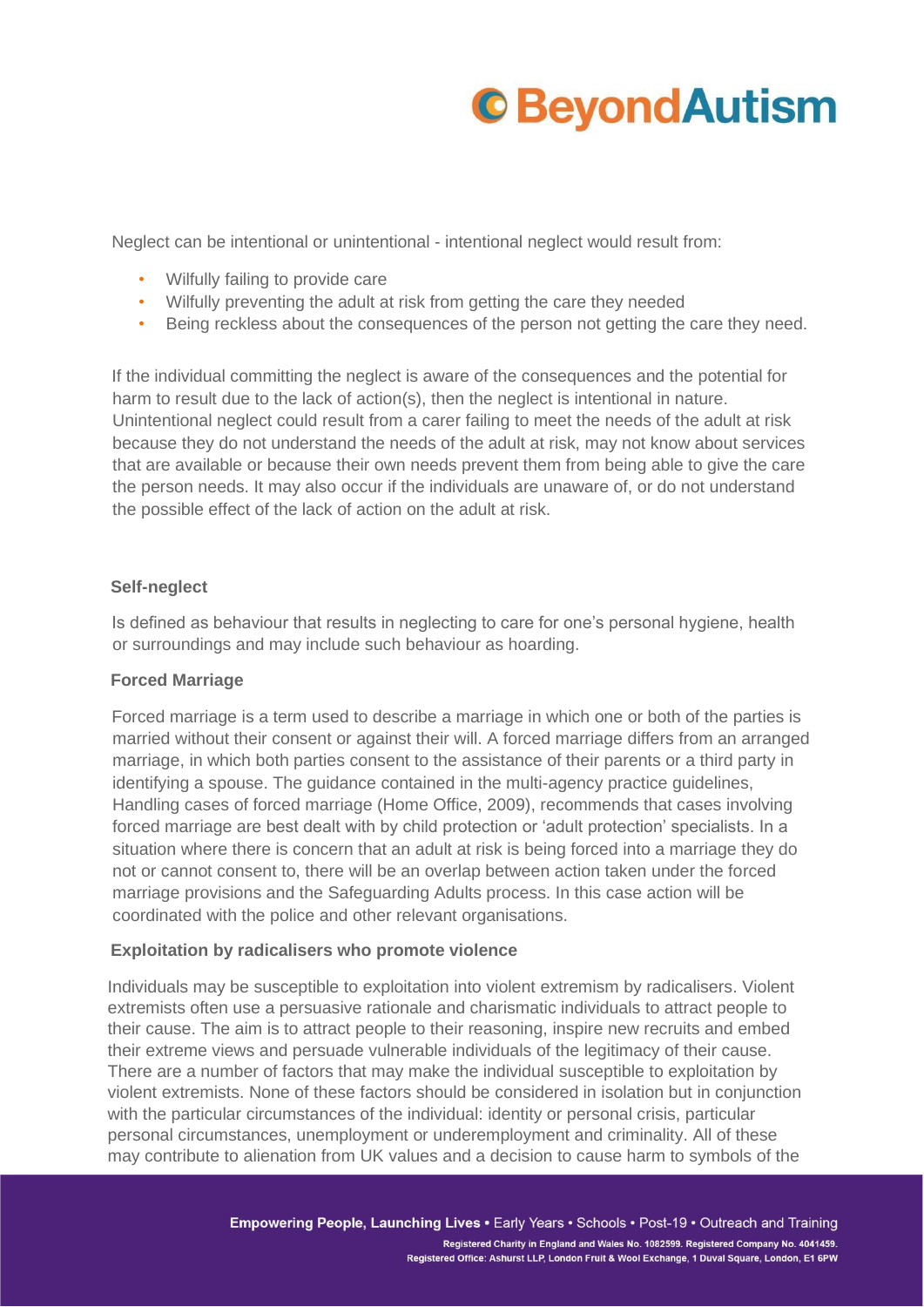Neglect can be intentional or unintentional - intentional neglect would result from:

- Wilfully failing to provide care
- Wilfully preventing the adult at risk from getting the care they needed
- Being reckless about the consequences of the person not getting the care they need.

If the individual committing the neglect is aware of the consequences and the potential for harm to result due to the lack of action(s), then the neglect is intentional in nature. Unintentional neglect could result from a carer failing to meet the needs of the adult at risk because they do not understand the needs of the adult at risk, may not know about services that are available or because their own needs prevent them from being able to give the care the person needs. It may also occur if the individuals are unaware of, or do not understand the possible effect of the lack of action on the adult at risk.

**Self-neglect**

Is defined as behaviour that results in neglecting to care for one's personal hygiene, health or surroundings and may include such behaviour as hoarding.

**Forced Marriage**

Forced marriage is a term used to describe a marriage in which one or both of the parties is married without their consent or against their will. A forced marriage differs from an arranged marriage, in which both parties consent to the assistance of their parents or a third party in identifying a spouse. The guidance contained in the multi-agency practice guidelines, Handling cases of forced marriage (Home Office, 2009), recommends that cases involving forced marriage are best dealt with by child protection or 'adult protection' specialists. In a situation where there is concern that an adult at risk is being forced into a marriage they do not or cannot consent to, there will be an overlap between action taken under the forced marriage provisions and the Safeguarding Adults process. In this case action will be coordinated with the police and other relevant organisations.

**Exploitation by radicalisers who promote violence**

Individuals may be susceptible to exploitation into violent extremism by radicalisers. Violent extremists often use a persuasive rationale and charismatic individuals to attract people to their cause. The aim is to attract people to their reasoning, inspire new recruits and embed their extreme views and persuade vulnerable individuals of the legitimacy of their cause. There are a number of factors that may make the individual susceptible to exploitation by violent extremists. None of these factors should be considered in isolation but in conjunction with the particular circumstances of the individual: identity or personal crisis, particular personal circumstances, unemployment or underemployment and criminality. All of these may contribute to alienation from UK values and a decision to cause harm to symbols of the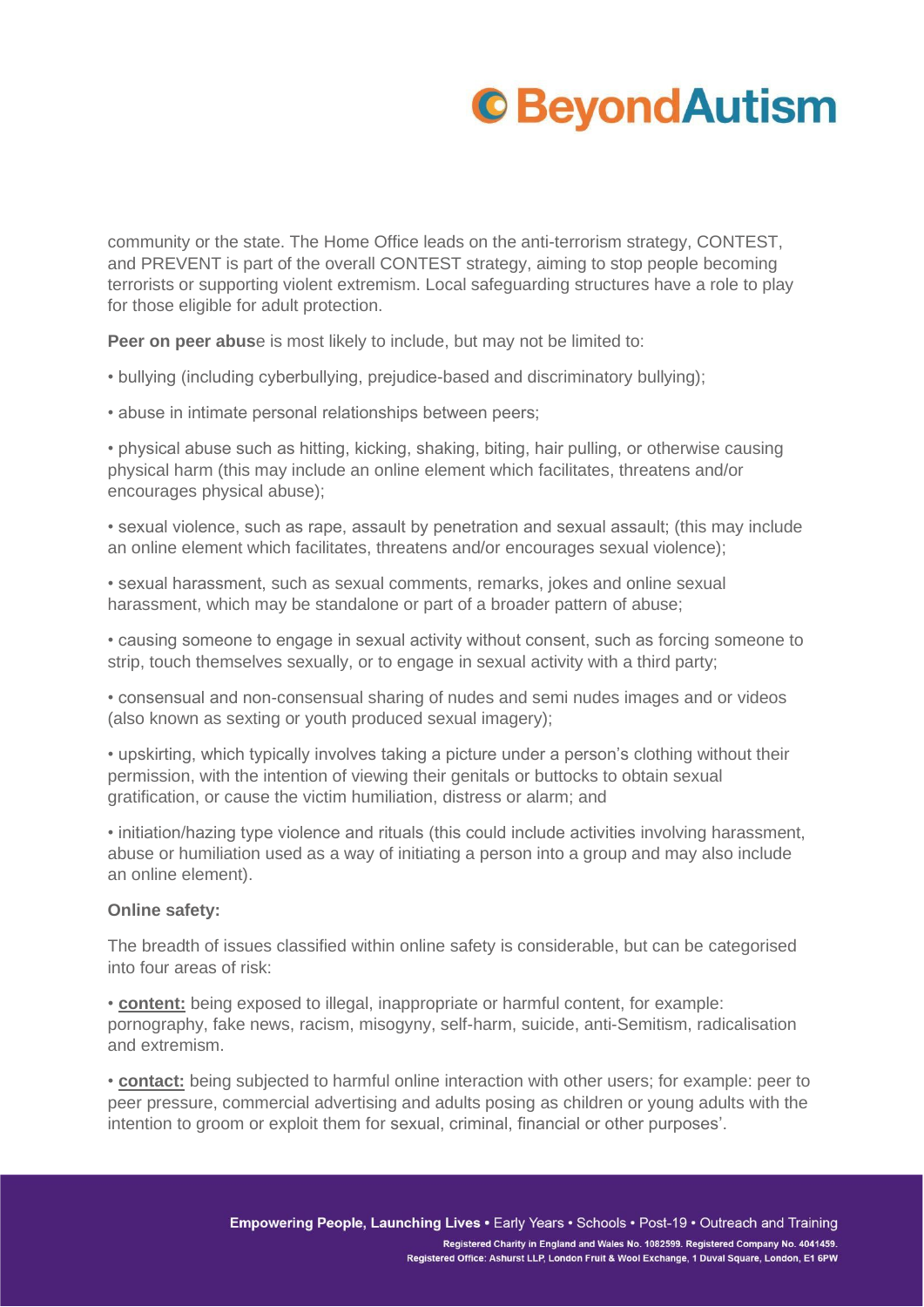community or the state. The Home Office leads on the anti-terrorism strategy, CONTEST, and PREVENT is part of the overall CONTEST strategy, aiming to stop people becoming terrorists or supporting violent extremism. Local safeguarding structures have a role to play for those eligible for adult protection.

**Peer on peer abus**e is most likely to include, but may not be limited to:

• bullying (including cyberbullying, prejudice-based and discriminatory bullying);

• abuse in intimate personal relationships between peers;

• physical abuse such as hitting, kicking, shaking, biting, hair pulling, or otherwise causing physical harm (this may include an online element which facilitates, threatens and/or encourages physical abuse);

• sexual violence, such as rape, assault by penetration and sexual assault; (this may include an online element which facilitates, threatens and/or encourages sexual violence);

• sexual harassment, such as sexual comments, remarks, jokes and online sexual harassment, which may be standalone or part of a broader pattern of abuse;

• causing someone to engage in sexual activity without consent, such as forcing someone to strip, touch themselves sexually, or to engage in sexual activity with a third party;

• consensual and non-consensual sharing of nudes and semi nudes images and or videos (also known as sexting or youth produced sexual imagery);

• upskirting, which typically involves taking a picture under a person's clothing without their permission, with the intention of viewing their genitals or buttocks to obtain sexual gratification, or cause the victim humiliation, distress or alarm; and

• initiation/hazing type violence and rituals (this could include activities involving harassment, abuse or humiliation used as a way of initiating a person into a group and may also include an online element).

**Online safety:**

The breadth of issues classified within online safety is considerable, but can be categorised into four areas of risk:

• **content:** being exposed to illegal, inappropriate or harmful content, for example: pornography, fake news, racism, misogyny, self-harm, suicide, anti-Semitism, radicalisation and extremism.

• **contact:** being subjected to harmful online interaction with other users; for example: peer to peer pressure, commercial advertising and adults posing as children or young adults with the intention to groom or exploit them for sexual, criminal, financial or other purposes'.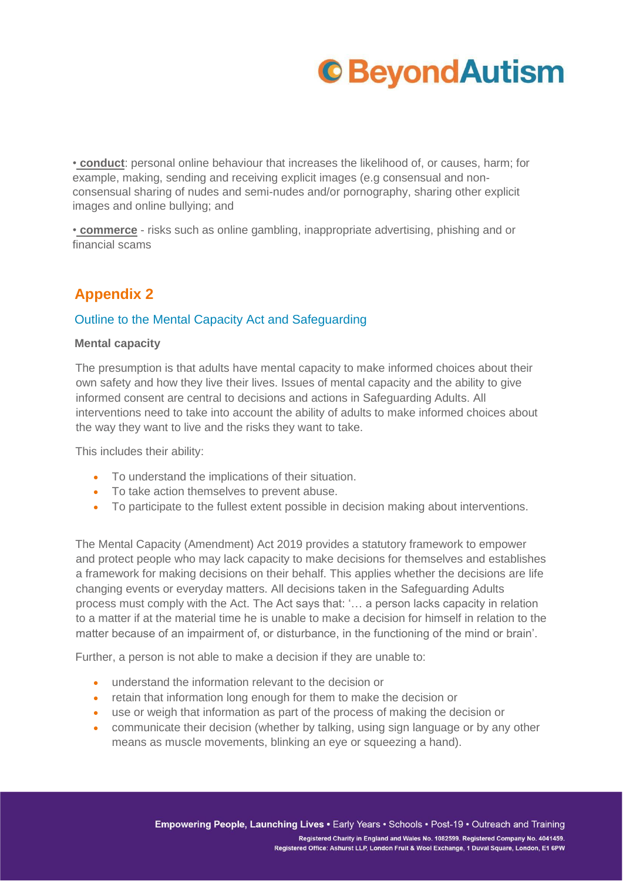• **conduct**: personal online behaviour that increases the likelihood of, or causes, harm; for example, making, sending and receiving explicit images (e.g consensual and non-consensual sharing of nudes and semi-nudes and/or pornography, sharing other explicit images and online bullying; and

• **commerce** - risks such as online gambling, inappropriate advertising, phishing and or financial scams

## Appendix 2

### Outline to the Mental Capacity Act and Safeguarding

**Mental capacity**

The presumption is that adults have mental capacity to make informed choices about their own safety and how they live their lives. Issues of mental capacity and the ability to give informed consent are central to decisions and actions in Safeguarding Adults. All interventions need to take into account the ability of adults to make informed choices about the way they want to live and the risks they want to take.

This includes their ability:

- To understand the implications of their situation.
- To take action themselves to prevent abuse.
- To participate to the fullest extent possible in decision making about interventions.

The Mental Capacity (Amendment) Act 2019 provides a statutory framework to empower and protect people who may lack capacity to make decisions for themselves and establishes a framework for making decisions on their behalf. This applies whether the decisions are life changing events or everyday matters. All decisions taken in the Safeguarding Adults process must comply with the Act. The Act says that: '… a person lacks capacity in relation to a matter if at the material time he is unable to make a decision for himself in relation to the matter because of an impairment of, or disturbance, in the functioning of the mind or brain'.

Further, a person is not able to make a decision if they are unable to:

- understand the information relevant to the decision or
- retain that information long enough for them to make the decision or
- use or weigh that information as part of the process of making the decision or
- communicate their decision (whether by talking, using sign language or by any other means as muscle movements, blinking an eye or squeezing a hand).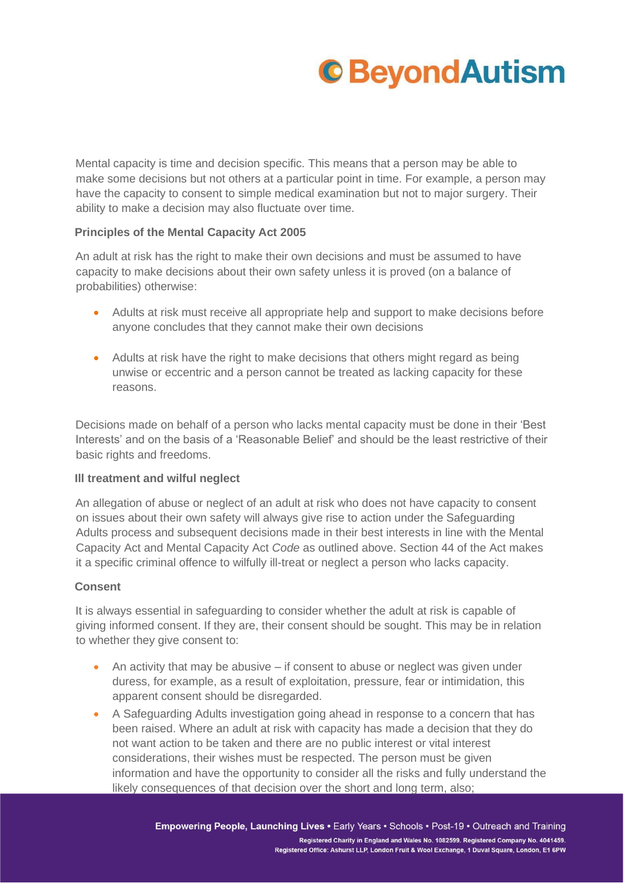Mental capacity is time and decision specific. This means that a person may be able to make some decisions but not others at a particular point in time. For example, a person may have the capacity to consent to simple medical examination but not to major surgery. Their ability to make a decision may also fluctuate over time.

**Principles of the Mental Capacity Act 2005**

An adult at risk has the right to make their own decisions and must be assumed to have capacity to make decisions about their own safety unless it is proved (on a balance of probabilities) otherwise:

- Adults at risk must receive all appropriate help and support to make decisions before anyone concludes that they cannot make their own decisions
- Adults at risk have the right to make decisions that others might regard as being unwise or eccentric and a person cannot be treated as lacking capacity for these reasons.

Decisions made on behalf of a person who lacks mental capacity must be done in their 'Best Interests' and on the basis of a 'Reasonable Belief' and should be the least restrictive of their basic rights and freedoms.

**Ill treatment and wilful neglect**

An allegation of abuse or neglect of an adult at risk who does not have capacity to consent on issues about their own safety will always give rise to action under the Safeguarding Adults process and subsequent decisions made in their best interests in line with the Mental Capacity Act and Mental Capacity Act *Code* as outlined above. Section 44 of the Act makes it a specific criminal offence to wilfully ill-treat or neglect a person who lacks capacity.

**Consent**

It is always essential in safeguarding to consider whether the adult at risk is capable of giving informed consent. If they are, their consent should be sought. This may be in relation to whether they give consent to:

- An activity that may be abusive – if consent to abuse or neglect was given under duress, for example, as a result of exploitation, pressure, fear or intimidation, this apparent consent should be disregarded.
- A Safeguarding Adults investigation going ahead in response to a concern that has been raised. Where an adult at risk with capacity has made a decision that they do not want action to be taken and there are no public interest or vital interest considerations, their wishes must be respected. The person must be given information and have the opportunity to consider all the risks and fully understand the likely consequences of that decision over the short and long term, also;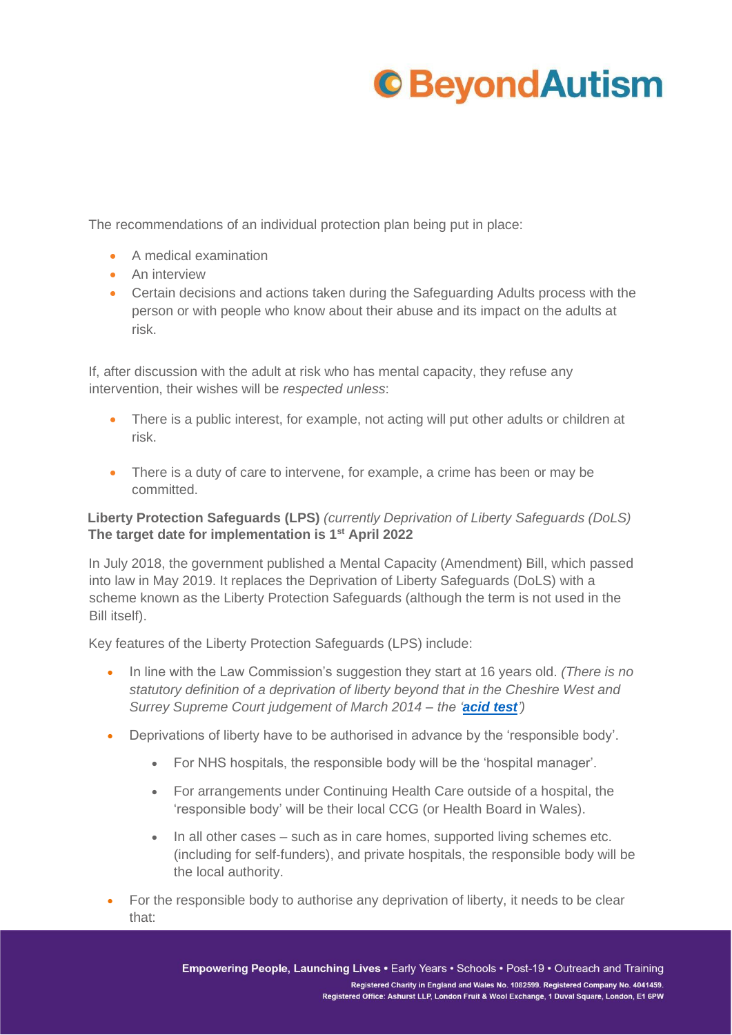The recommendations of an individual protection plan being put in place:

- A medical examination
- An interview
- Certain decisions and actions taken during the Safeguarding Adults process with the person or with people who know about their abuse and its impact on the adults at risk.

If, after discussion with the adult at risk who has mental capacity, they refuse any intervention, their wishes will be *respected unless*:

- There is a public interest, for example, not acting will put other adults or children at risk.
- There is a duty of care to intervene, for example, a crime has been or may be committed.

**Liberty Protection Safeguards (LPS)** *(currently Deprivation of Liberty Safeguards (DoLS)*
**The target date for implementation is 1st April 2022**

In July 2018, the government published a Mental Capacity (Amendment) Bill, which passed into law in May 2019. It replaces the Deprivation of Liberty Safeguards (DoLS) with a scheme known as the Liberty Protection Safeguards (although the term is not used in the Bill itself).

Key features of the Liberty Protection Safeguards (LPS) include:

- In line with the Law Commission's suggestion they start at 16 years old. *(There is no statutory definition of a deprivation of liberty beyond that in the Cheshire West and Surrey Supreme Court judgement of March 2014 – the '**acid test**')*
- Deprivations of liberty have to be authorised in advance by the 'responsible body'.
  - For NHS hospitals, the responsible body will be the 'hospital manager'.
  - For arrangements under Continuing Health Care outside of a hospital, the 'responsible body' will be their local CCG (or Health Board in Wales).
  - In all other cases – such as in care homes, supported living schemes etc. (including for self-funders), and private hospitals, the responsible body will be the local authority.
- For the responsible body to authorise any deprivation of liberty, it needs to be clear that: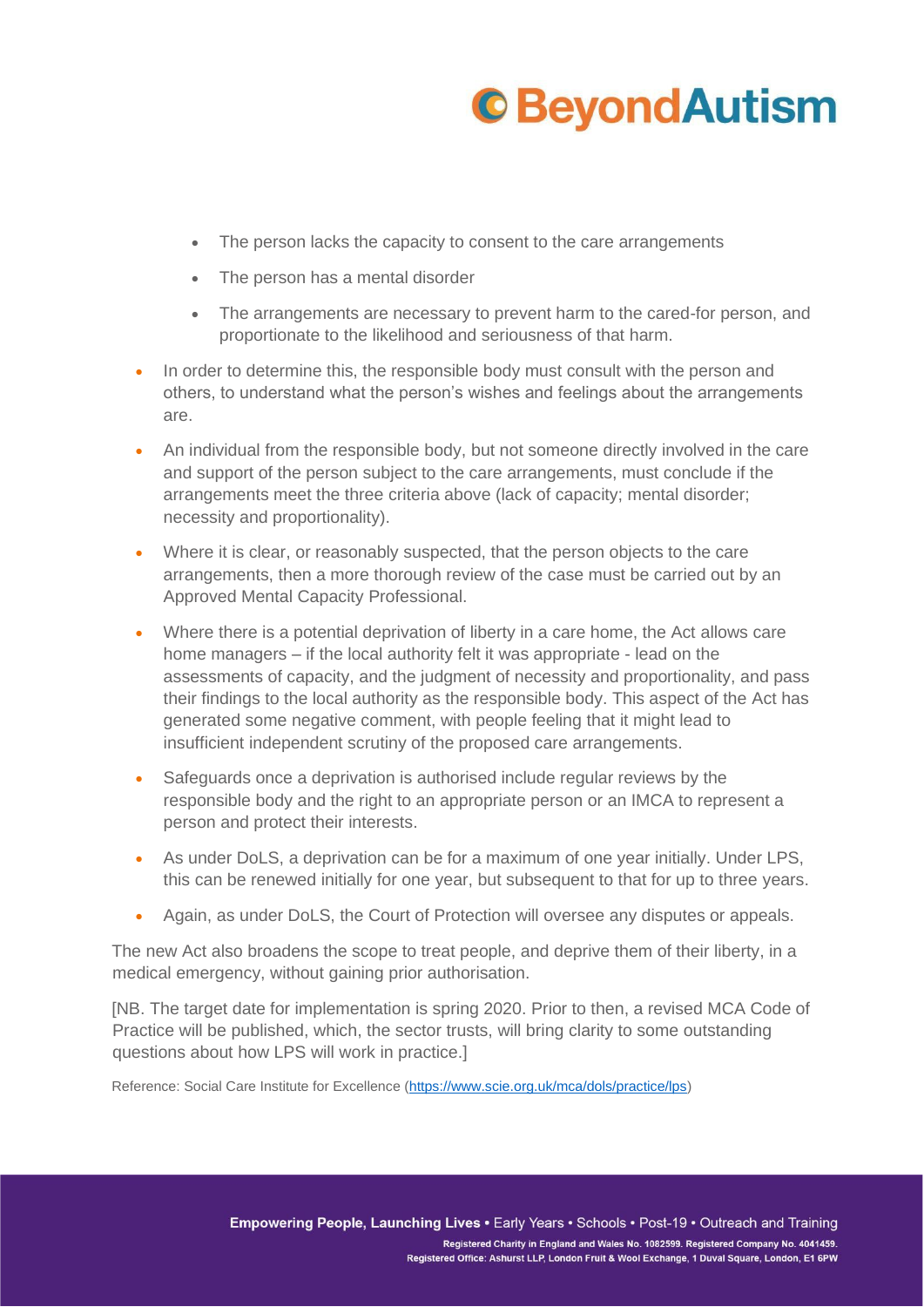- The person lacks the capacity to consent to the care arrangements
  - The person has a mental disorder
  - The arrangements are necessary to prevent harm to the cared-for person, and proportionate to the likelihood and seriousness of that harm.
- In order to determine this, the responsible body must consult with the person and others, to understand what the person's wishes and feelings about the arrangements are.
- An individual from the responsible body, but not someone directly involved in the care and support of the person subject to the care arrangements, must conclude if the arrangements meet the three criteria above (lack of capacity; mental disorder; necessity and proportionality).
- Where it is clear, or reasonably suspected, that the person objects to the care arrangements, then a more thorough review of the case must be carried out by an Approved Mental Capacity Professional.
- Where there is a potential deprivation of liberty in a care home, the Act allows care home managers – if the local authority felt it was appropriate - lead on the assessments of capacity, and the judgment of necessity and proportionality, and pass their findings to the local authority as the responsible body. This aspect of the Act has generated some negative comment, with people feeling that it might lead to insufficient independent scrutiny of the proposed care arrangements.
- Safeguards once a deprivation is authorised include regular reviews by the responsible body and the right to an appropriate person or an IMCA to represent a person and protect their interests.
- As under DoLS, a deprivation can be for a maximum of one year initially. Under LPS, this can be renewed initially for one year, but subsequent to that for up to three years.
- Again, as under DoLS, the Court of Protection will oversee any disputes or appeals.

The new Act also broadens the scope to treat people, and deprive them of their liberty, in a medical emergency, without gaining prior authorisation.

[NB. The target date for implementation is spring 2020. Prior to then, a revised MCA Code of Practice will be published, which, the sector trusts, will bring clarity to some outstanding questions about how LPS will work in practice.]

Reference: Social Care Institute for Excellence (https://www.scie.org.uk/mca/dols/practice/lps)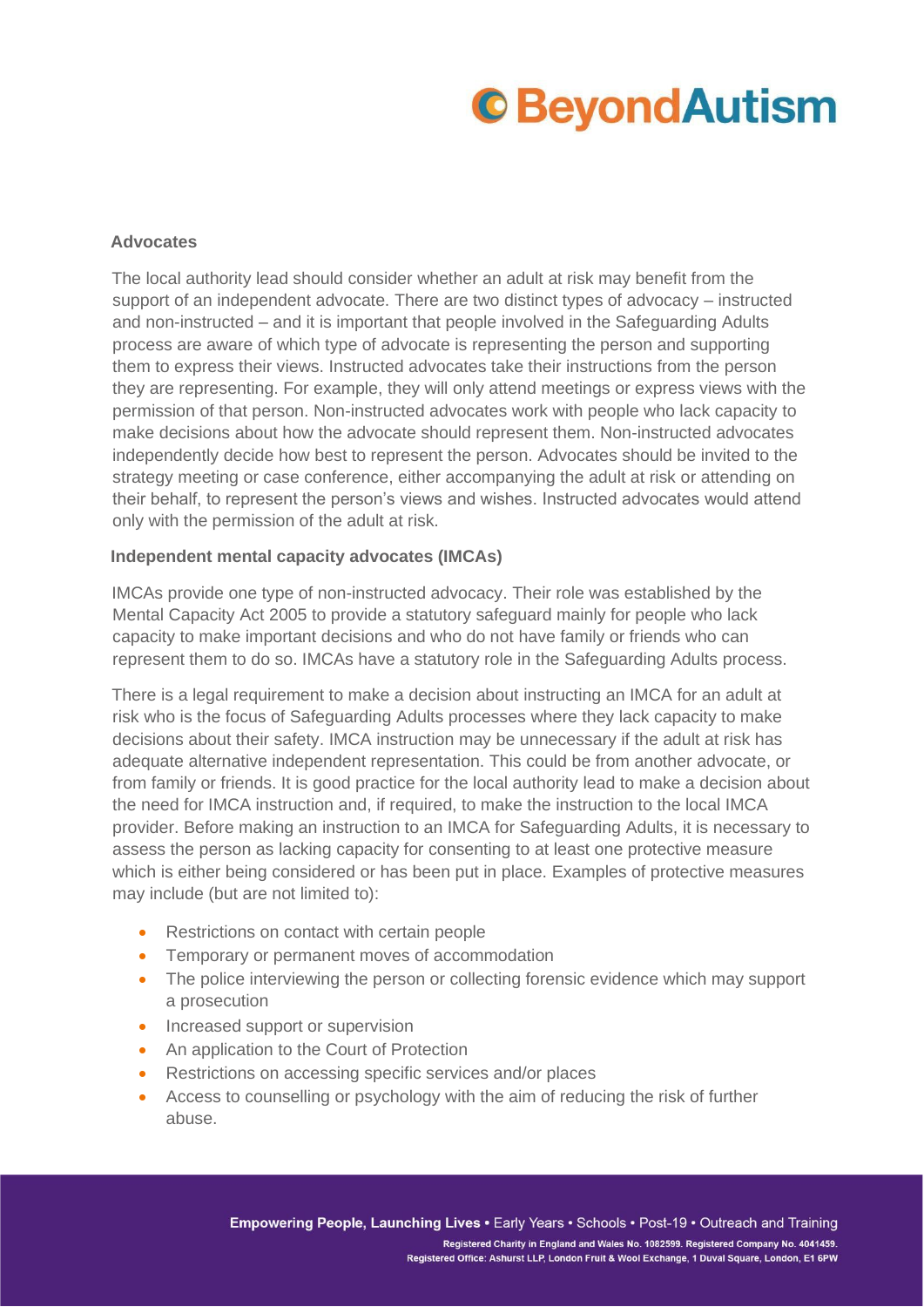## Advocates

The local authority lead should consider whether an adult at risk may benefit from the support of an independent advocate. There are two distinct types of advocacy – instructed and non-instructed – and it is important that people involved in the Safeguarding Adults process are aware of which type of advocate is representing the person and supporting them to express their views. Instructed advocates take their instructions from the person they are representing. For example, they will only attend meetings or express views with the permission of that person. Non-instructed advocates work with people who lack capacity to make decisions about how the advocate should represent them. Non-instructed advocates independently decide how best to represent the person. Advocates should be invited to the strategy meeting or case conference, either accompanying the adult at risk or attending on their behalf, to represent the person's views and wishes. Instructed advocates would attend only with the permission of the adult at risk.

## Independent mental capacity advocates (IMCAs)

IMCAs provide one type of non-instructed advocacy. Their role was established by the Mental Capacity Act 2005 to provide a statutory safeguard mainly for people who lack capacity to make important decisions and who do not have family or friends who can represent them to do so. IMCAs have a statutory role in the Safeguarding Adults process.

There is a legal requirement to make a decision about instructing an IMCA for an adult at risk who is the focus of Safeguarding Adults processes where they lack capacity to make decisions about their safety. IMCA instruction may be unnecessary if the adult at risk has adequate alternative independent representation. This could be from another advocate, or from family or friends. It is good practice for the local authority lead to make a decision about the need for IMCA instruction and, if required, to make the instruction to the local IMCA provider. Before making an instruction to an IMCA for Safeguarding Adults, it is necessary to assess the person as lacking capacity for consenting to at least one protective measure which is either being considered or has been put in place. Examples of protective measures may include (but are not limited to):

- Restrictions on contact with certain people
- Temporary or permanent moves of accommodation
- The police interviewing the person or collecting forensic evidence which may support a prosecution
- Increased support or supervision
- An application to the Court of Protection
- Restrictions on accessing specific services and/or places
- Access to counselling or psychology with the aim of reducing the risk of further abuse.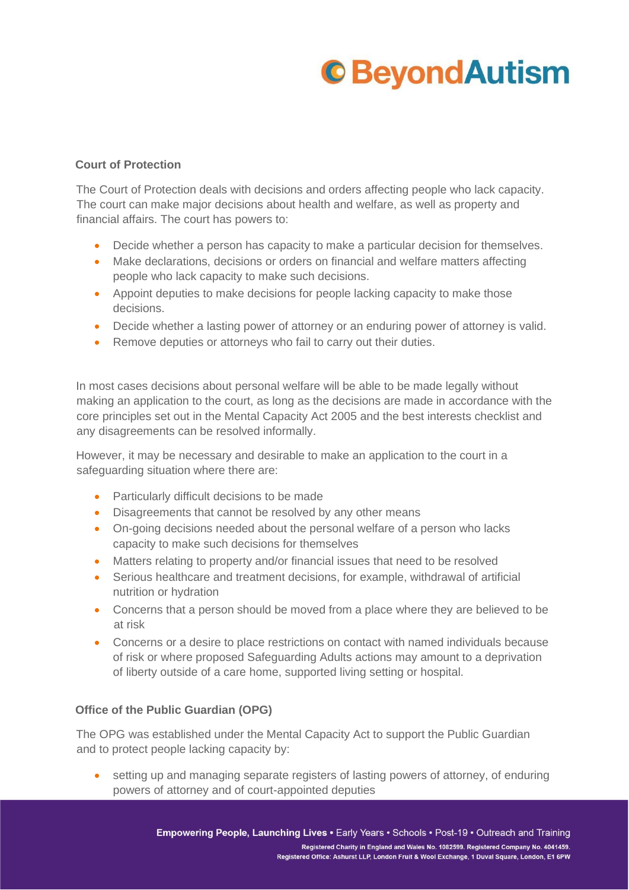### Court of Protection

The Court of Protection deals with decisions and orders affecting people who lack capacity. The court can make major decisions about health and welfare, as well as property and financial affairs. The court has powers to:

- Decide whether a person has capacity to make a particular decision for themselves.
- Make declarations, decisions or orders on financial and welfare matters affecting people who lack capacity to make such decisions.
- Appoint deputies to make decisions for people lacking capacity to make those decisions.
- Decide whether a lasting power of attorney or an enduring power of attorney is valid.
- Remove deputies or attorneys who fail to carry out their duties.

In most cases decisions about personal welfare will be able to be made legally without making an application to the court, as long as the decisions are made in accordance with the core principles set out in the Mental Capacity Act 2005 and the best interests checklist and any disagreements can be resolved informally.

However, it may be necessary and desirable to make an application to the court in a safeguarding situation where there are:

- Particularly difficult decisions to be made
- Disagreements that cannot be resolved by any other means
- On-going decisions needed about the personal welfare of a person who lacks capacity to make such decisions for themselves
- Matters relating to property and/or financial issues that need to be resolved
- Serious healthcare and treatment decisions, for example, withdrawal of artificial nutrition or hydration
- Concerns that a person should be moved from a place where they are believed to be at risk
- Concerns or a desire to place restrictions on contact with named individuals because of risk or where proposed Safeguarding Adults actions may amount to a deprivation of liberty outside of a care home, supported living setting or hospital.

### Office of the Public Guardian (OPG)

The OPG was established under the Mental Capacity Act to support the Public Guardian and to protect people lacking capacity by:

- setting up and managing separate registers of lasting powers of attorney, of enduring powers of attorney and of court-appointed deputies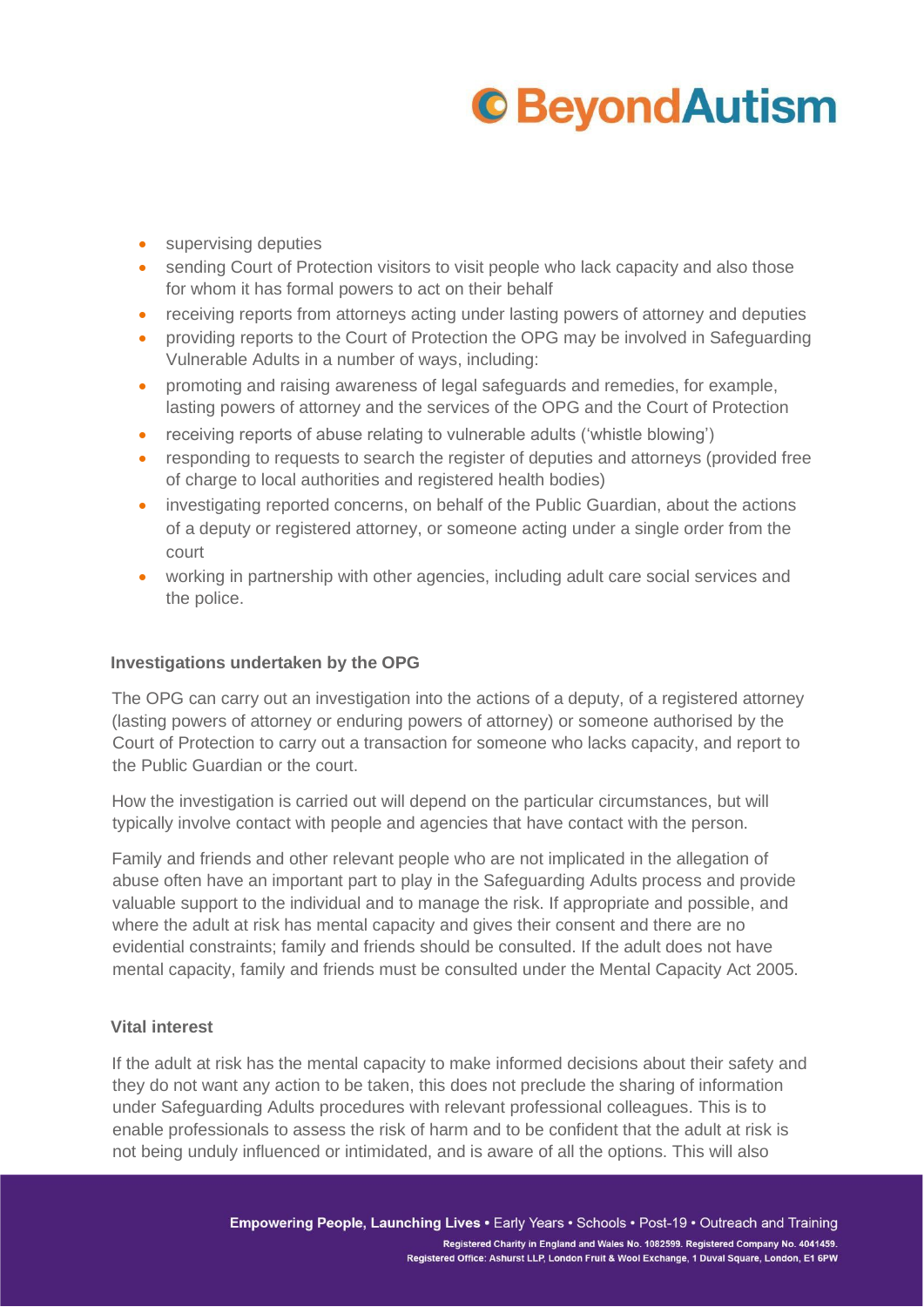- supervising deputies
- sending Court of Protection visitors to visit people who lack capacity and also those for whom it has formal powers to act on their behalf
- receiving reports from attorneys acting under lasting powers of attorney and deputies
- providing reports to the Court of Protection the OPG may be involved in Safeguarding Vulnerable Adults in a number of ways, including:
- promoting and raising awareness of legal safeguards and remedies, for example, lasting powers of attorney and the services of the OPG and the Court of Protection
- receiving reports of abuse relating to vulnerable adults ('whistle blowing')
- responding to requests to search the register of deputies and attorneys (provided free of charge to local authorities and registered health bodies)
- investigating reported concerns, on behalf of the Public Guardian, about the actions of a deputy or registered attorney, or someone acting under a single order from the court
- working in partnership with other agencies, including adult care social services and the police.

### Investigations undertaken by the OPG

The OPG can carry out an investigation into the actions of a deputy, of a registered attorney (lasting powers of attorney or enduring powers of attorney) or someone authorised by the Court of Protection to carry out a transaction for someone who lacks capacity, and report to the Public Guardian or the court.

How the investigation is carried out will depend on the particular circumstances, but will typically involve contact with people and agencies that have contact with the person.

Family and friends and other relevant people who are not implicated in the allegation of abuse often have an important part to play in the Safeguarding Adults process and provide valuable support to the individual and to manage the risk. If appropriate and possible, and where the adult at risk has mental capacity and gives their consent and there are no evidential constraints; family and friends should be consulted. If the adult does not have mental capacity, family and friends must be consulted under the Mental Capacity Act 2005.

### Vital interest

If the adult at risk has the mental capacity to make informed decisions about their safety and they do not want any action to be taken, this does not preclude the sharing of information under Safeguarding Adults procedures with relevant professional colleagues. This is to enable professionals to assess the risk of harm and to be confident that the adult at risk is not being unduly influenced or intimidated, and is aware of all the options. This will also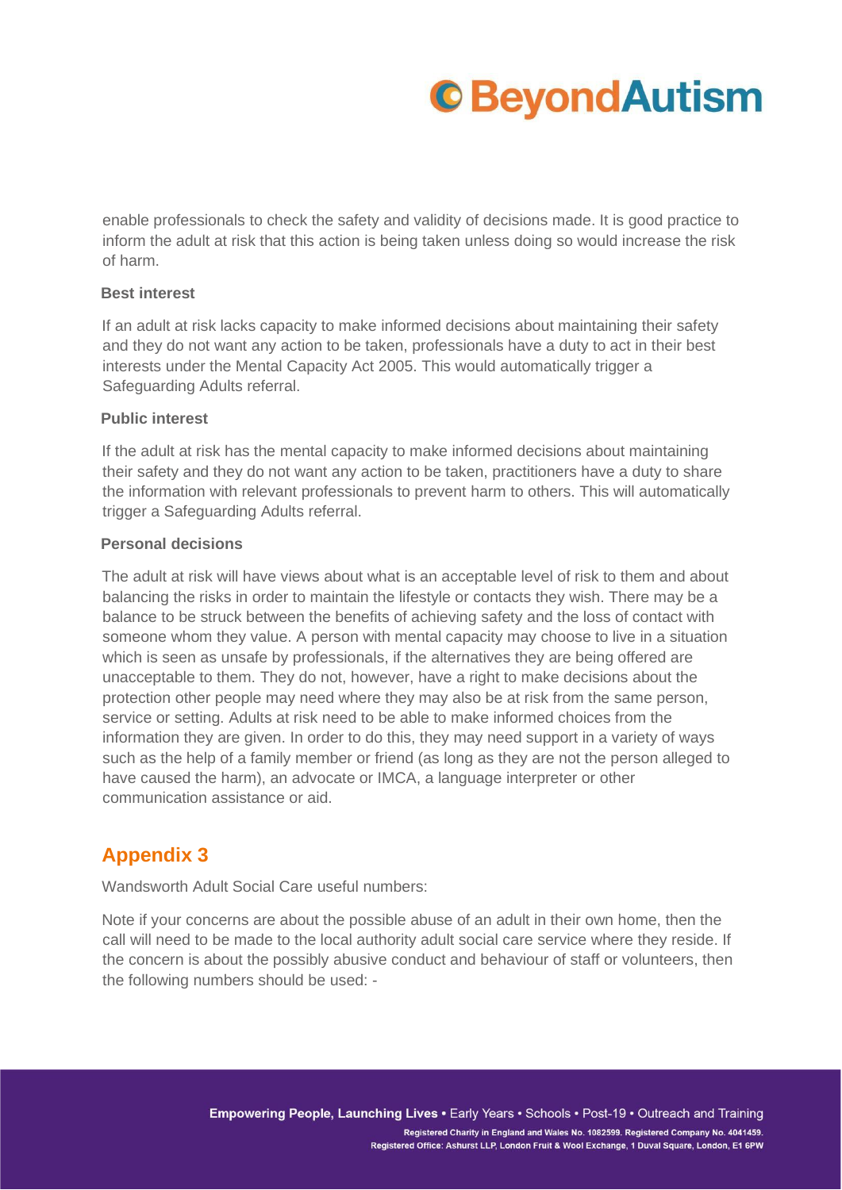enable professionals to check the safety and validity of decisions made. It is good practice to inform the adult at risk that this action is being taken unless doing so would increase the risk of harm.

**Best interest**

If an adult at risk lacks capacity to make informed decisions about maintaining their safety and they do not want any action to be taken, professionals have a duty to act in their best interests under the Mental Capacity Act 2005. This would automatically trigger a Safeguarding Adults referral.

**Public interest**

If the adult at risk has the mental capacity to make informed decisions about maintaining their safety and they do not want any action to be taken, practitioners have a duty to share the information with relevant professionals to prevent harm to others. This will automatically trigger a Safeguarding Adults referral.

**Personal decisions**

The adult at risk will have views about what is an acceptable level of risk to them and about balancing the risks in order to maintain the lifestyle or contacts they wish. There may be a balance to be struck between the benefits of achieving safety and the loss of contact with someone whom they value. A person with mental capacity may choose to live in a situation which is seen as unsafe by professionals, if the alternatives they are being offered are unacceptable to them. They do not, however, have a right to make decisions about the protection other people may need where they may also be at risk from the same person, service or setting. Adults at risk need to be able to make informed choices from the information they are given. In order to do this, they may need support in a variety of ways such as the help of a family member or friend (as long as they are not the person alleged to have caused the harm), an advocate or IMCA, a language interpreter or other communication assistance or aid.

## Appendix 3

Wandsworth Adult Social Care useful numbers:

Note if your concerns are about the possible abuse of an adult in their own home, then the call will need to be made to the local authority adult social care service where they reside. If the concern is about the possibly abusive conduct and behaviour of staff or volunteers, then the following numbers should be used: -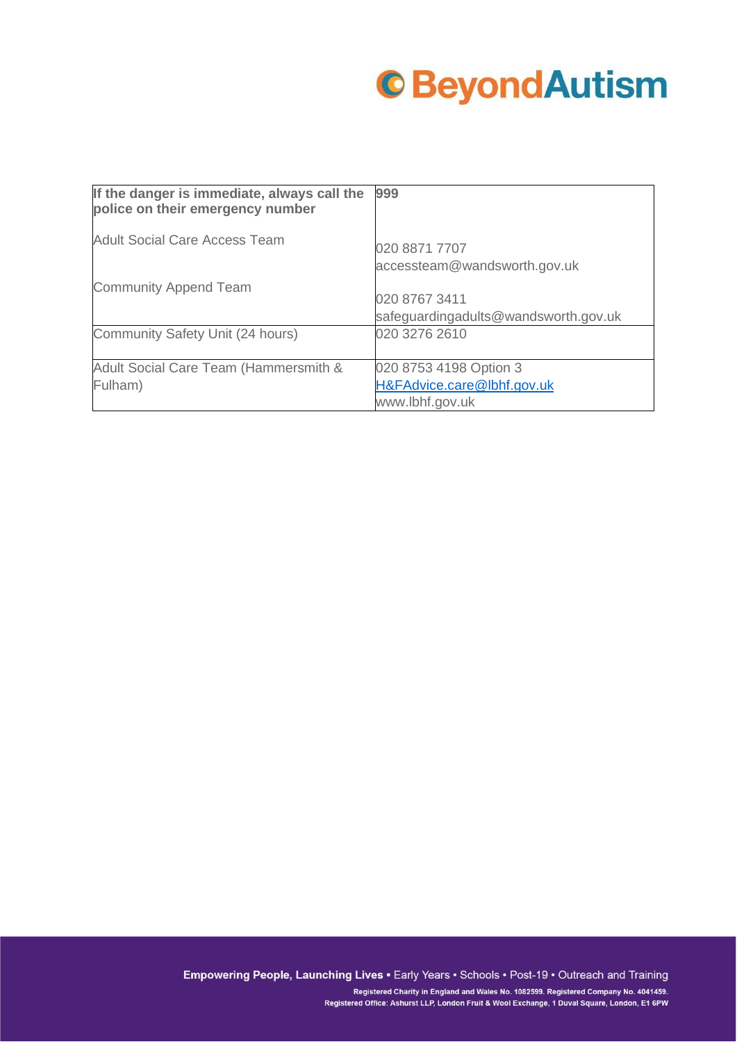| **If the danger is immediate, always call the police on their emergency number** | **999** |
|---|---|
| Adult Social Care Access Team | 020 8871 7707<br>accessteam@wandsworth.gov.uk |
| Community Append Team | 020 8767 3411<br>safeguardingadults@wandsworth.gov.uk |
| Community Safety Unit (24 hours) | 020 3276 2610 |
| Adult Social Care Team (Hammersmith & Fulham) | 020 8753 4198 Option 3<br>H&FAdvice.care@lbhf.gov.uk<br>www.lbhf.gov.uk |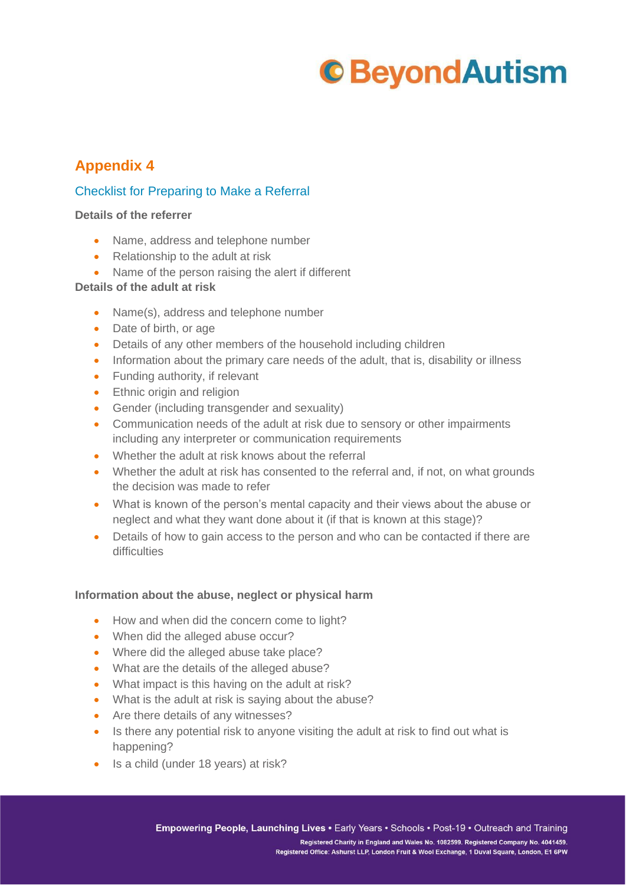## Appendix 4

### Checklist for Preparing to Make a Referral

**Details of the referrer**

- Name, address and telephone number
- Relationship to the adult at risk
- Name of the person raising the alert if different

**Details of the adult at risk**

- Name(s), address and telephone number
- Date of birth, or age
- Details of any other members of the household including children
- Information about the primary care needs of the adult, that is, disability or illness
- Funding authority, if relevant
- Ethnic origin and religion
- Gender (including transgender and sexuality)
- Communication needs of the adult at risk due to sensory or other impairments including any interpreter or communication requirements
- Whether the adult at risk knows about the referral
- Whether the adult at risk has consented to the referral and, if not, on what grounds the decision was made to refer
- What is known of the person's mental capacity and their views about the abuse or neglect and what they want done about it (if that is known at this stage)?
- Details of how to gain access to the person and who can be contacted if there are difficulties

**Information about the abuse, neglect or physical harm**

- How and when did the concern come to light?
- When did the alleged abuse occur?
- Where did the alleged abuse take place?
- What are the details of the alleged abuse?
- What impact is this having on the adult at risk?
- What is the adult at risk is saying about the abuse?
- Are there details of any witnesses?
- Is there any potential risk to anyone visiting the adult at risk to find out what is happening?
- Is a child (under 18 years) at risk?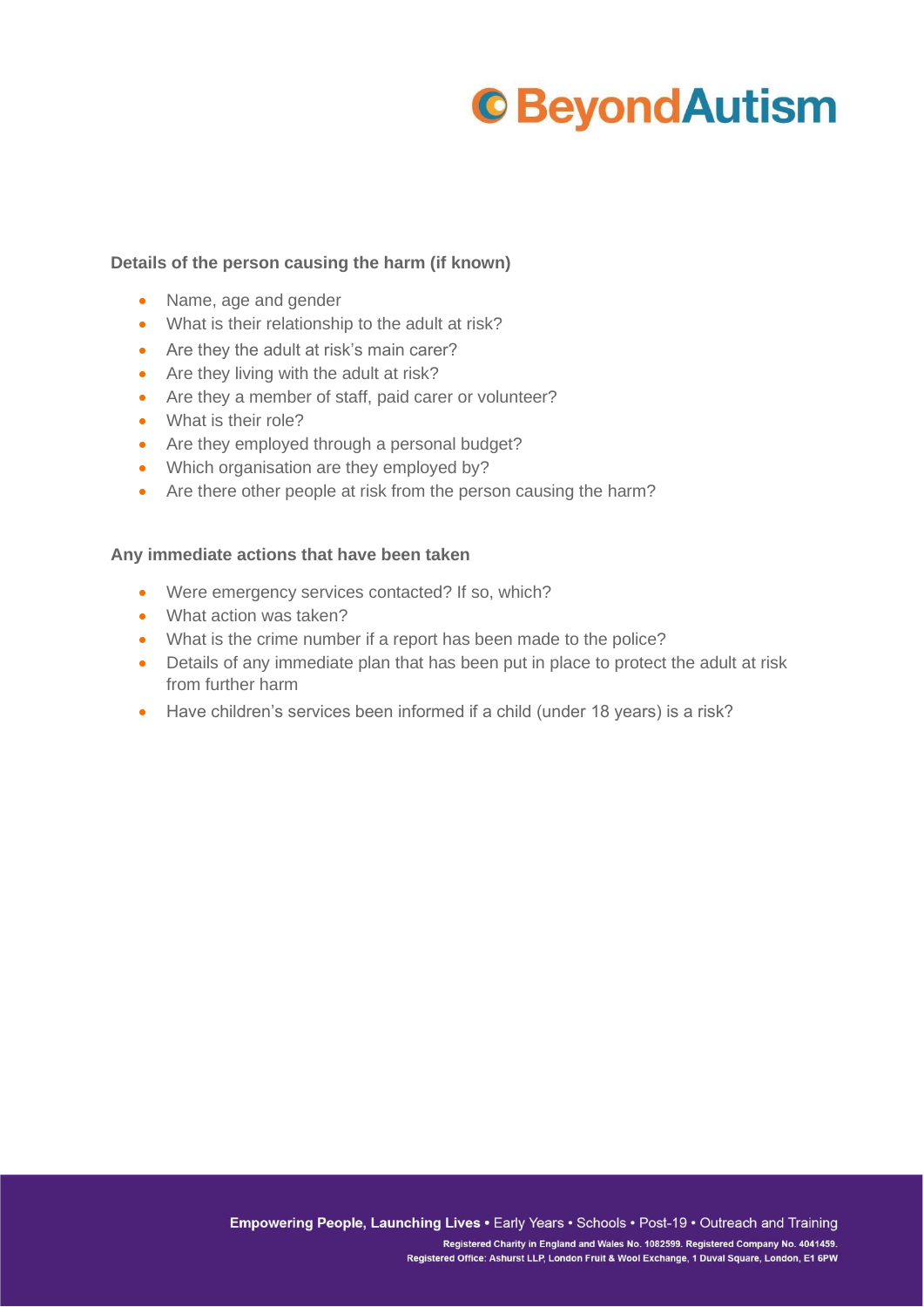**Details of the person causing the harm (if known)**

- Name, age and gender
- What is their relationship to the adult at risk?
- Are they the adult at risk's main carer?
- Are they living with the adult at risk?
- Are they a member of staff, paid carer or volunteer?
- What is their role?
- Are they employed through a personal budget?
- Which organisation are they employed by?
- Are there other people at risk from the person causing the harm?

**Any immediate actions that have been taken**

- Were emergency services contacted? If so, which?
- What action was taken?
- What is the crime number if a report has been made to the police?
- Details of any immediate plan that has been put in place to protect the adult at risk from further harm
- Have children's services been informed if a child (under 18 years) is a risk?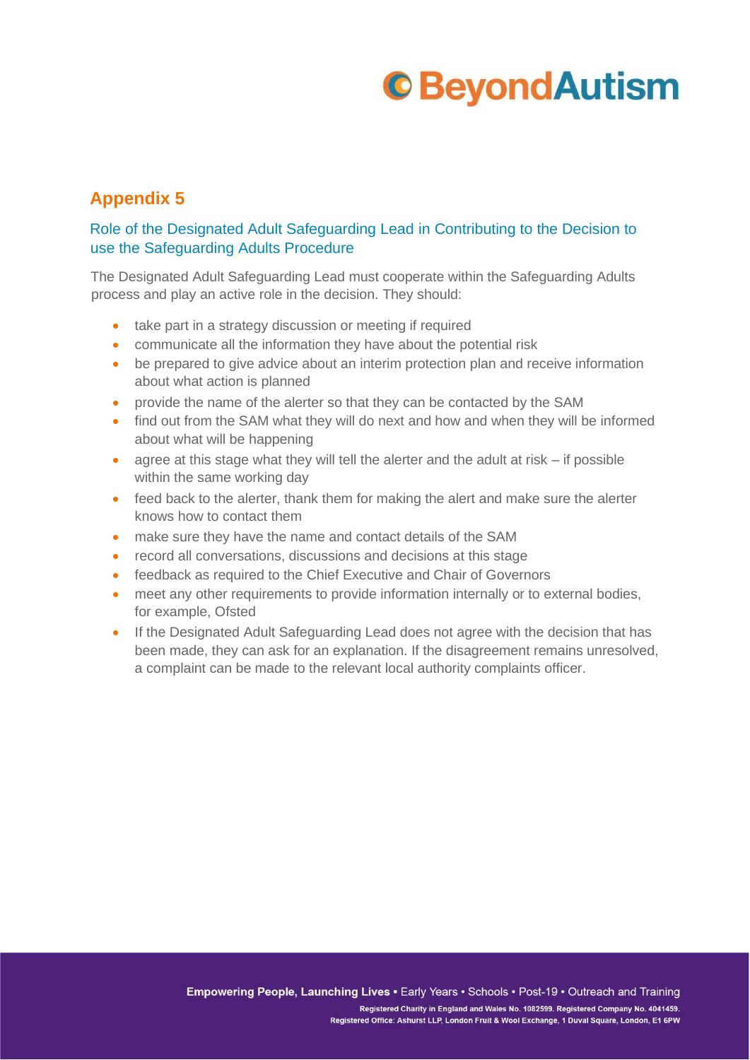## Appendix 5

### Role of the Designated Adult Safeguarding Lead in Contributing to the Decision to use the Safeguarding Adults Procedure

The Designated Adult Safeguarding Lead must cooperate within the Safeguarding Adults process and play an active role in the decision. They should:

- take part in a strategy discussion or meeting if required
- communicate all the information they have about the potential risk
- be prepared to give advice about an interim protection plan and receive information about what action is planned
- provide the name of the alerter so that they can be contacted by the SAM
- find out from the SAM what they will do next and how and when they will be informed about what will be happening
- agree at this stage what they will tell the alerter and the adult at risk – if possible within the same working day
- feed back to the alerter, thank them for making the alert and make sure the alerter knows how to contact them
- make sure they have the name and contact details of the SAM
- record all conversations, discussions and decisions at this stage
- feedback as required to the Chief Executive and Chair of Governors
- meet any other requirements to provide information internally or to external bodies, for example, Ofsted
- If the Designated Adult Safeguarding Lead does not agree with the decision that has been made, they can ask for an explanation. If the disagreement remains unresolved, a complaint can be made to the relevant local authority complaints officer.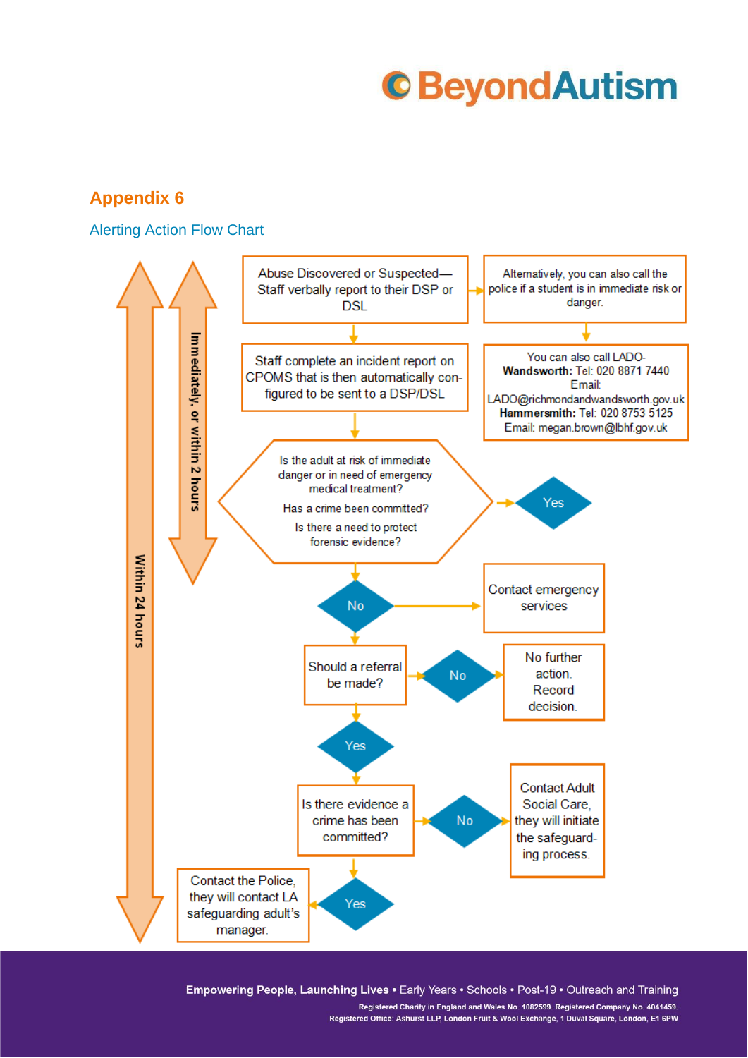## Appendix 6

### Alerting Action Flow Chart

Immediately, or within 2 hours

Within 24 hours

Abuse Discovered or Suspected—Staff verbally report to their DSP or DSL

Alternatively, you can also call the police if a student is in immediate risk or danger.

Staff complete an incident report on CPOMS that is then automatically configured to be sent to a DSP/DSL

You can also call LADO-
**Wandsworth:** Tel: 020 8871 7440
Email:
LADO@richmondandwandsworth.gov.uk
**Hammersmith:** Tel: 020 8753 5125
Email: megan.brown@lbhf.gov.uk

Is the adult at risk of immediate danger or in need of emergency medical treatment?

Has a crime been committed?

Is there a need to protect forensic evidence?

Yes

Contact emergency services

No

Should a referral be made?

No

No further action. Record decision.

Yes

Is there evidence a crime has been committed?

No

Contact Adult Social Care, they will initiate the safeguarding process.

Yes

Contact the Police, they will contact LA safeguarding adult's manager.